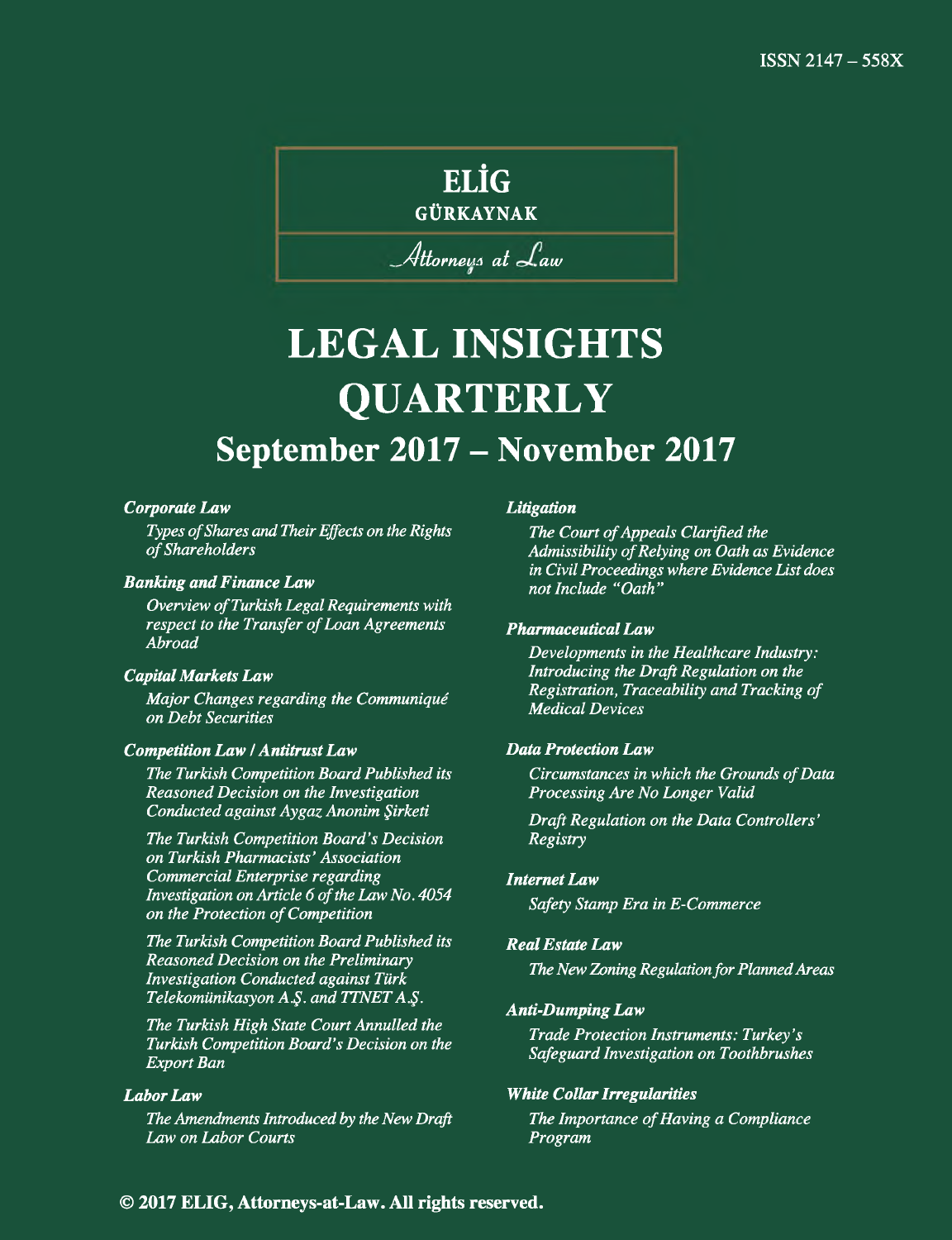ISSN 2147 – 558X

**ELİG**
**GÜRKAYNAK**
*Attorneys at Law*

# LEGAL INSIGHTS QUARTERLY

## September 2017 – November 2017

***Corporate Law***

*Types of Shares and Their Effects on the Rights of Shareholders*

***Banking and Finance Law***

*Overview of Turkish Legal Requirements with respect to the Transfer of Loan Agreements Abroad*

***Capital Markets Law***

*Major Changes regarding the Communiqué on Debt Securities*

***Competition Law / Antitrust Law***

*The Turkish Competition Board Published its Reasoned Decision on the Investigation Conducted against Aygaz Anonim Şirketi*

*The Turkish Competition Board's Decision on Turkish Pharmacists' Association Commercial Enterprise regarding Investigation on Article 6 of the Law No. 4054 on the Protection of Competition*

*The Turkish Competition Board Published its Reasoned Decision on the Preliminary Investigation Conducted against Türk Telekomünikasyon A.Ş. and TTNET A.Ş.*

*The Turkish High State Court Annulled the Turkish Competition Board's Decision on the Export Ban*

***Labor Law***

*The Amendments Introduced by the New Draft Law on Labor Courts*

***Litigation***

*The Court of Appeals Clarified the Admissibility of Relying on Oath as Evidence in Civil Proceedings where Evidence List does not Include "Oath"*

***Pharmaceutical Law***

*Developments in the Healthcare Industry: Introducing the Draft Regulation on the Registration, Traceability and Tracking of Medical Devices*

***Data Protection Law***

*Circumstances in which the Grounds of Data Processing Are No Longer Valid*

*Draft Regulation on the Data Controllers' Registry*

***Internet Law***

*Safety Stamp Era in E-Commerce*

***Real Estate Law***

*The New Zoning Regulation for Planned Areas*

***Anti-Dumping Law***

*Trade Protection Instruments: Turkey's Safeguard Investigation on Toothbrushes*

***White Collar Irregularities***

*The Importance of Having a Compliance Program*

**© 2017 ELIG, Attorneys-at-Law. All rights reserved.**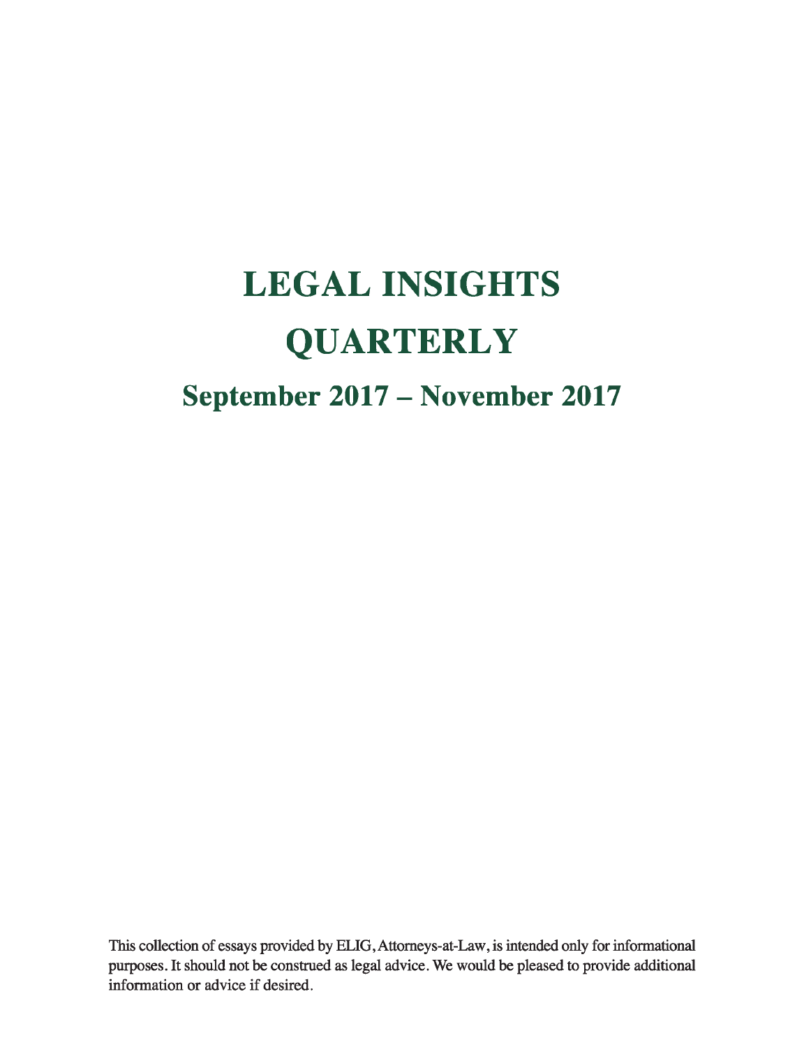# LEGAL INSIGHTS QUARTERLY

## September 2017 – November 2017

This collection of essays provided by ELIG, Attorneys-at-Law, is intended only for informational purposes. It should not be construed as legal advice. We would be pleased to provide additional information or advice if desired.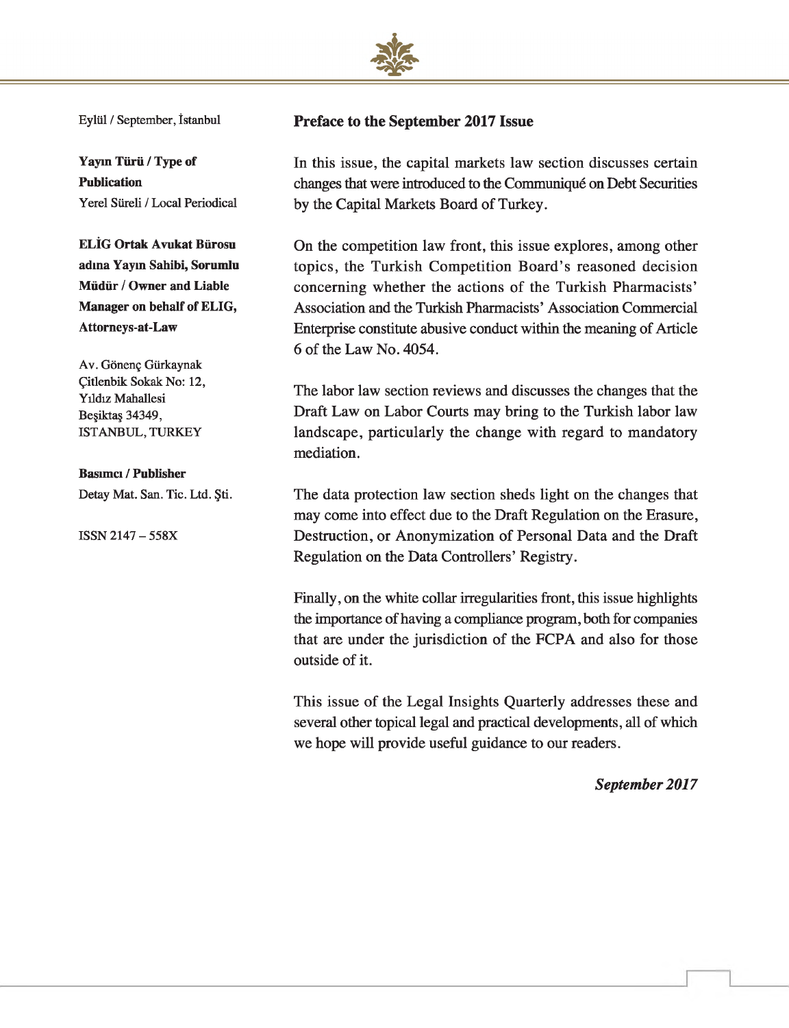Eylül / September, İstanbul

**Yayın Türü / Type of Publication**
Yerel Süreli / Local Periodical

**ELİG Ortak Avukat Bürosu adına Yayın Sahibi, Sorumlu Müdür / Owner and Liable Manager on behalf of ELIG, Attorneys-at-Law**

Av. Gönenç Gürkaynak
Çitlenbik Sokak No: 12,
Yıldız Mahallesi
Beşiktaş 34349,
ISTANBUL, TURKEY

**Basımcı / Publisher**
Detay Mat. San. Tic. Ltd. Şti.

ISSN 2147 – 558X

## Preface to the September 2017 Issue

In this issue, the capital markets law section discusses certain changes that were introduced to the Communiqué on Debt Securities by the Capital Markets Board of Turkey.

On the competition law front, this issue explores, among other topics, the Turkish Competition Board's reasoned decision concerning whether the actions of the Turkish Pharmacists' Association and the Turkish Pharmacists' Association Commercial Enterprise constitute abusive conduct within the meaning of Article 6 of the Law No. 4054.

The labor law section reviews and discusses the changes that the Draft Law on Labor Courts may bring to the Turkish labor law landscape, particularly the change with regard to mandatory mediation.

The data protection law section sheds light on the changes that may come into effect due to the Draft Regulation on the Erasure, Destruction, or Anonymization of Personal Data and the Draft Regulation on the Data Controllers' Registry.

Finally, on the white collar irregularities front, this issue highlights the importance of having a compliance program, both for companies that are under the jurisdiction of the FCPA and also for those outside of it.

This issue of the Legal Insights Quarterly addresses these and several other topical legal and practical developments, all of which we hope will provide useful guidance to our readers.

***September 2017***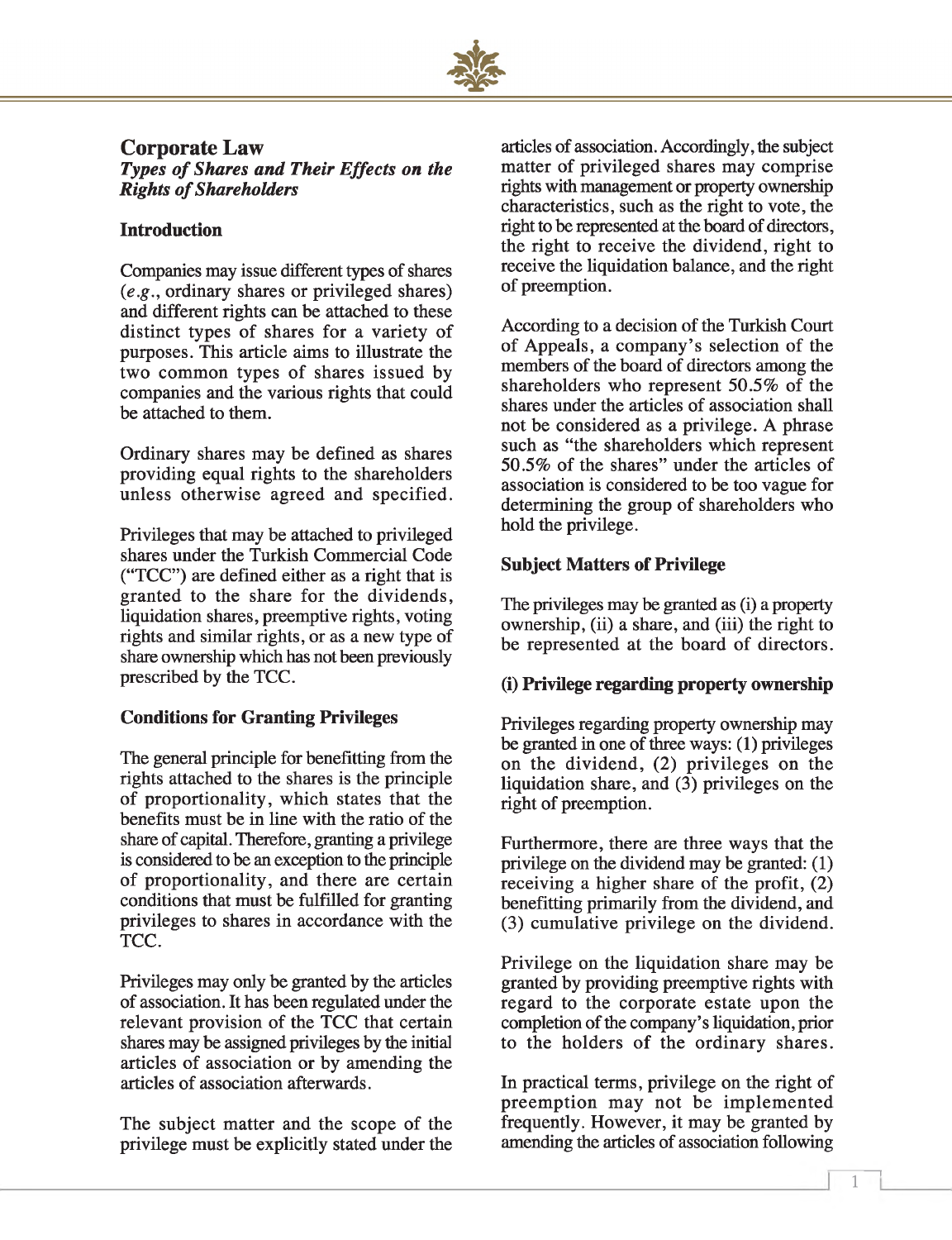## Corporate Law

### *Types of Shares and Their Effects on the Rights of Shareholders*

#### Introduction

Companies may issue different types of shares (*e.g.*, ordinary shares or privileged shares) and different rights can be attached to these distinct types of shares for a variety of purposes. This article aims to illustrate the two common types of shares issued by companies and the various rights that could be attached to them.

Ordinary shares may be defined as shares providing equal rights to the shareholders unless otherwise agreed and specified.

Privileges that may be attached to privileged shares under the Turkish Commercial Code ("TCC") are defined either as a right that is granted to the share for the dividends, liquidation shares, preemptive rights, voting rights and similar rights, or as a new type of share ownership which has not been previously prescribed by the TCC.

#### Conditions for Granting Privileges

The general principle for benefitting from the rights attached to the shares is the principle of proportionality, which states that the benefits must be in line with the ratio of the share of capital. Therefore, granting a privilege is considered to be an exception to the principle of proportionality, and there are certain conditions that must be fulfilled for granting privileges to shares in accordance with the TCC.

Privileges may only be granted by the articles of association. It has been regulated under the relevant provision of the TCC that certain shares may be assigned privileges by the initial articles of association or by amending the articles of association afterwards.

The subject matter and the scope of the privilege must be explicitly stated under the articles of association. Accordingly, the subject matter of privileged shares may comprise rights with management or property ownership characteristics, such as the right to vote, the right to be represented at the board of directors, the right to receive the dividend, right to receive the liquidation balance, and the right of preemption.

According to a decision of the Turkish Court of Appeals, a company's selection of the members of the board of directors among the shareholders who represent 50.5% of the shares under the articles of association shall not be considered as a privilege. A phrase such as "the shareholders which represent 50.5% of the shares" under the articles of association is considered to be too vague for determining the group of shareholders who hold the privilege.

#### Subject Matters of Privilege

The privileges may be granted as (i) a property ownership, (ii) a share, and (iii) the right to be represented at the board of directors.

#### (i) Privilege regarding property ownership

Privileges regarding property ownership may be granted in one of three ways: (1) privileges on the dividend, (2) privileges on the liquidation share, and (3) privileges on the right of preemption.

Furthermore, there are three ways that the privilege on the dividend may be granted: (1) receiving a higher share of the profit, (2) benefitting primarily from the dividend, and (3) cumulative privilege on the dividend.

Privilege on the liquidation share may be granted by providing preemptive rights with regard to the corporate estate upon the completion of the company's liquidation, prior to the holders of the ordinary shares.

In practical terms, privilege on the right of preemption may not be implemented frequently. However, it may be granted by amending the articles of association following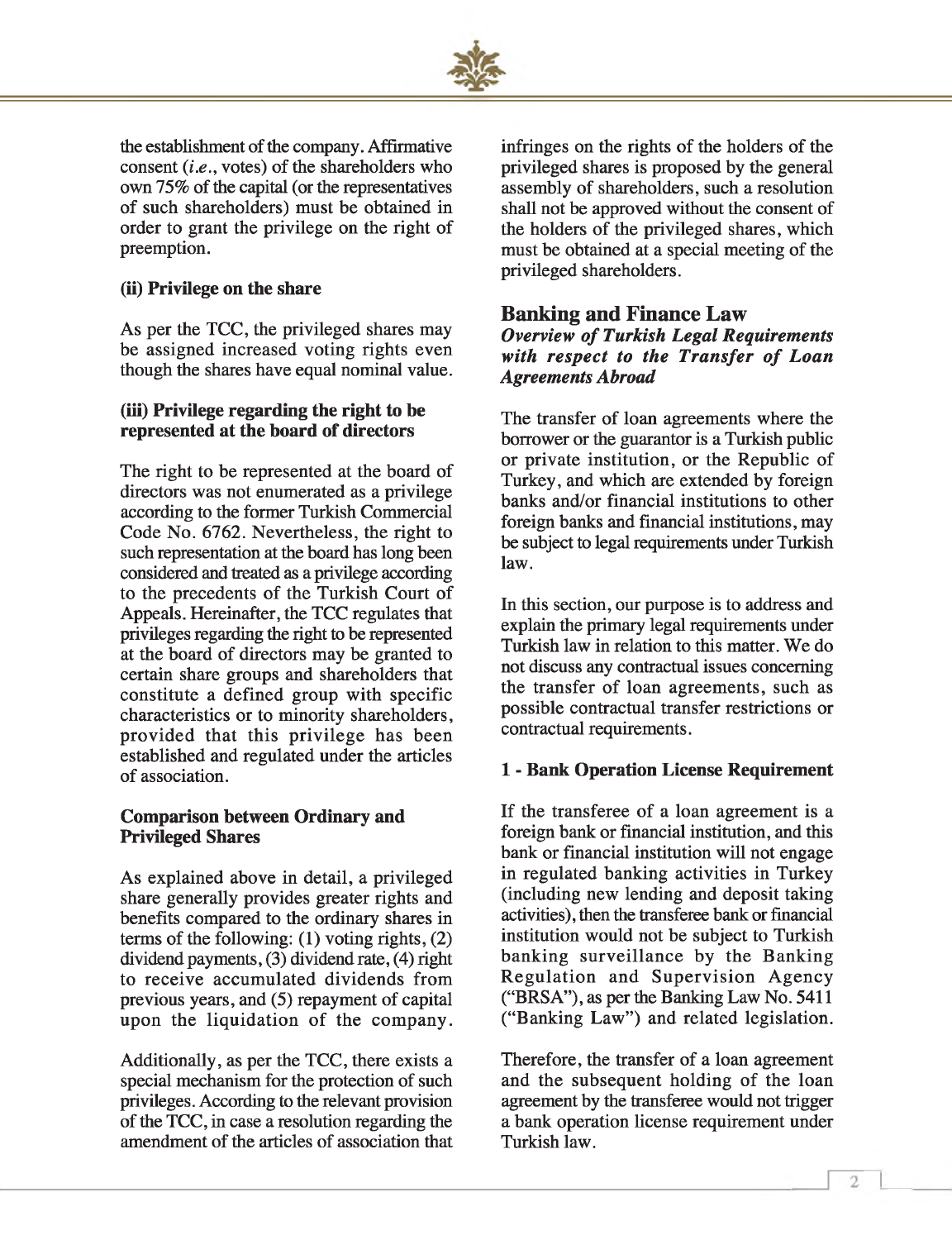the establishment of the company. Affirmative consent (*i.e.*, votes) of the shareholders who own 75% of the capital (or the representatives of such shareholders) must be obtained in order to grant the privilege on the right of preemption.

**(ii) Privilege on the share**

As per the TCC, the privileged shares may be assigned increased voting rights even though the shares have equal nominal value.

**(iii) Privilege regarding the right to be represented at the board of directors**

The right to be represented at the board of directors was not enumerated as a privilege according to the former Turkish Commercial Code No. 6762. Nevertheless, the right to such representation at the board has long been considered and treated as a privilege according to the precedents of the Turkish Court of Appeals. Hereinafter, the TCC regulates that privileges regarding the right to be represented at the board of directors may be granted to certain share groups and shareholders that constitute a defined group with specific characteristics or to minority shareholders, provided that this privilege has been established and regulated under the articles of association.

**Comparison between Ordinary and Privileged Shares**

As explained above in detail, a privileged share generally provides greater rights and benefits compared to the ordinary shares in terms of the following: (1) voting rights, (2) dividend payments, (3) dividend rate, (4) right to receive accumulated dividends from previous years, and (5) repayment of capital upon the liquidation of the company.

Additionally, as per the TCC, there exists a special mechanism for the protection of such privileges. According to the relevant provision of the TCC, in case a resolution regarding the amendment of the articles of association that infringes on the rights of the holders of the privileged shares is proposed by the general assembly of shareholders, such a resolution shall not be approved without the consent of the holders of the privileged shares, which must be obtained at a special meeting of the privileged shareholders.

## Banking and Finance Law

### *Overview of Turkish Legal Requirements with respect to the Transfer of Loan Agreements Abroad*

The transfer of loan agreements where the borrower or the guarantor is a Turkish public or private institution, or the Republic of Turkey, and which are extended by foreign banks and/or financial institutions to other foreign banks and financial institutions, may be subject to legal requirements under Turkish law.

In this section, our purpose is to address and explain the primary legal requirements under Turkish law in relation to this matter. We do not discuss any contractual issues concerning the transfer of loan agreements, such as possible contractual transfer restrictions or contractual requirements.

**1 - Bank Operation License Requirement**

If the transferee of a loan agreement is a foreign bank or financial institution, and this bank or financial institution will not engage in regulated banking activities in Turkey (including new lending and deposit taking activities), then the transferee bank or financial institution would not be subject to Turkish banking surveillance by the Banking Regulation and Supervision Agency ("BRSA"), as per the Banking Law No. 5411 ("Banking Law") and related legislation.

Therefore, the transfer of a loan agreement and the subsequent holding of the loan agreement by the transferee would not trigger a bank operation license requirement under Turkish law.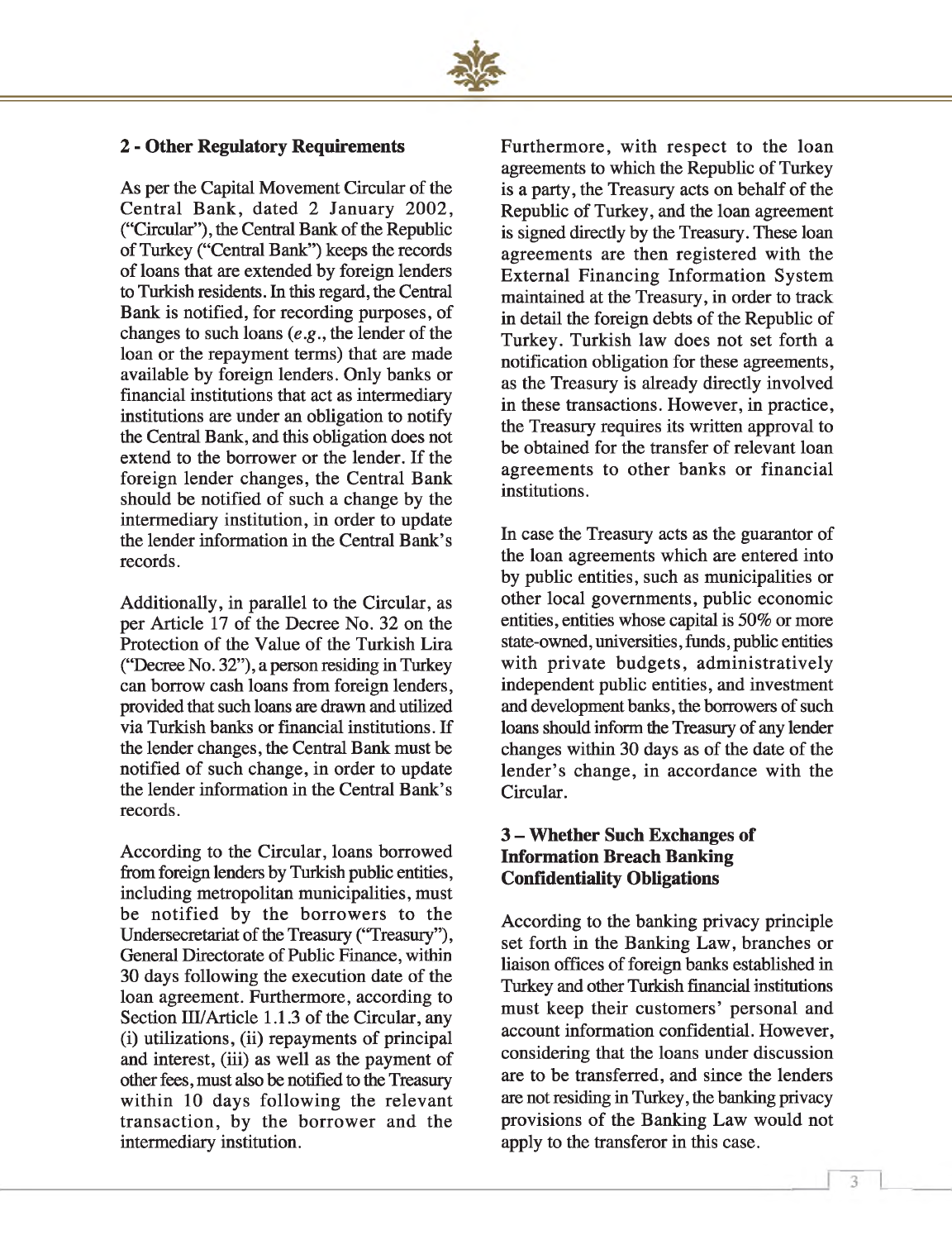## 2 - Other Regulatory Requirements

As per the Capital Movement Circular of the Central Bank, dated 2 January 2002, ("Circular"), the Central Bank of the Republic of Turkey ("Central Bank") keeps the records of loans that are extended by foreign lenders to Turkish residents. In this regard, the Central Bank is notified, for recording purposes, of changes to such loans (*e.g.*, the lender of the loan or the repayment terms) that are made available by foreign lenders. Only banks or financial institutions that act as intermediary institutions are under an obligation to notify the Central Bank, and this obligation does not extend to the borrower or the lender. If the foreign lender changes, the Central Bank should be notified of such a change by the intermediary institution, in order to update the lender information in the Central Bank's records.

Additionally, in parallel to the Circular, as per Article 17 of the Decree No. 32 on the Protection of the Value of the Turkish Lira ("Decree No. 32"), a person residing in Turkey can borrow cash loans from foreign lenders, provided that such loans are drawn and utilized via Turkish banks or financial institutions. If the lender changes, the Central Bank must be notified of such change, in order to update the lender information in the Central Bank's records.

According to the Circular, loans borrowed from foreign lenders by Turkish public entities, including metropolitan municipalities, must be notified by the borrowers to the Undersecretariat of the Treasury ("Treasury"), General Directorate of Public Finance, within 30 days following the execution date of the loan agreement. Furthermore, according to Section III/Article 1.1.3 of the Circular, any (i) utilizations, (ii) repayments of principal and interest, (iii) as well as the payment of other fees, must also be notified to the Treasury within 10 days following the relevant transaction, by the borrower and the intermediary institution.

Furthermore, with respect to the loan agreements to which the Republic of Turkey is a party, the Treasury acts on behalf of the Republic of Turkey, and the loan agreement is signed directly by the Treasury. These loan agreements are then registered with the External Financing Information System maintained at the Treasury, in order to track in detail the foreign debts of the Republic of Turkey. Turkish law does not set forth a notification obligation for these agreements, as the Treasury is already directly involved in these transactions. However, in practice, the Treasury requires its written approval to be obtained for the transfer of relevant loan agreements to other banks or financial institutions.

In case the Treasury acts as the guarantor of the loan agreements which are entered into by public entities, such as municipalities or other local governments, public economic entities, entities whose capital is 50% or more state-owned, universities, funds, public entities with private budgets, administratively independent public entities, and investment and development banks, the borrowers of such loans should inform the Treasury of any lender changes within 30 days as of the date of the lender's change, in accordance with the Circular.

## 3 – Whether Such Exchanges of Information Breach Banking Confidentiality Obligations

According to the banking privacy principle set forth in the Banking Law, branches or liaison offices of foreign banks established in Turkey and other Turkish financial institutions must keep their customers' personal and account information confidential. However, considering that the loans under discussion are to be transferred, and since the lenders are not residing in Turkey, the banking privacy provisions of the Banking Law would not apply to the transferor in this case.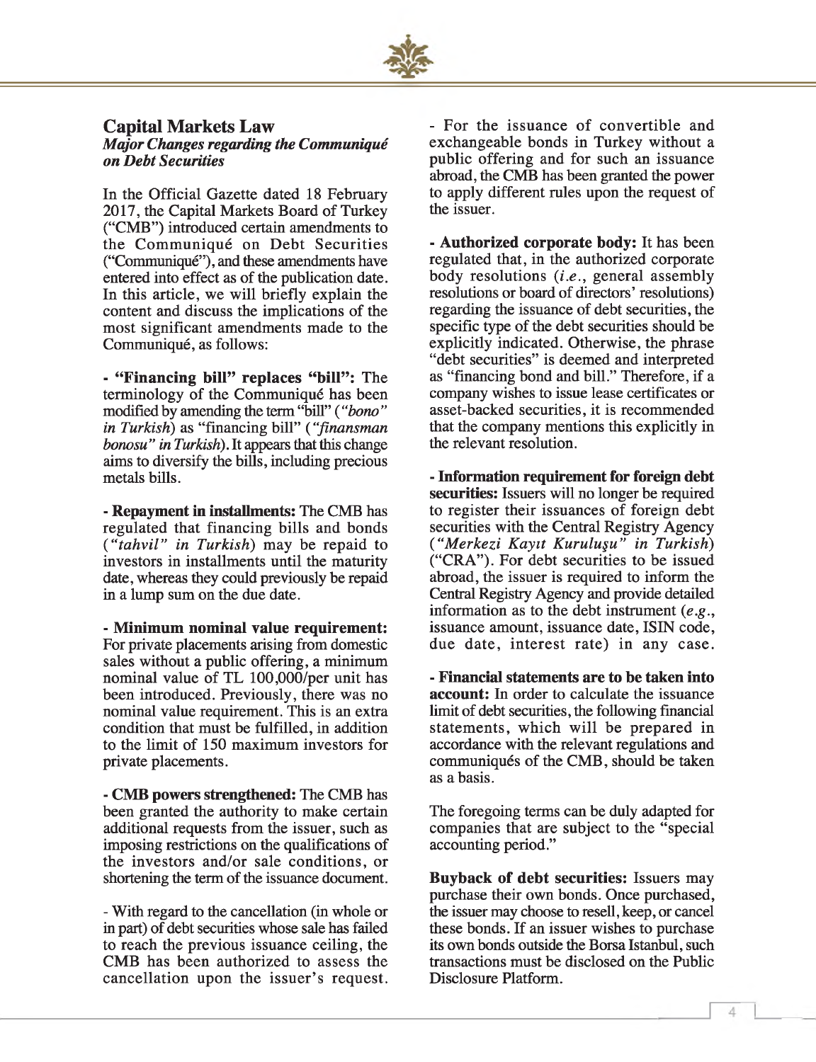## Capital Markets Law

### *Major Changes regarding the Communiqué on Debt Securities*

In the Official Gazette dated 18 February 2017, the Capital Markets Board of Turkey ("CMB") introduced certain amendments to the Communiqué on Debt Securities ("Communiqué"), and these amendments have entered into effect as of the publication date. In this article, we will briefly explain the content and discuss the implications of the most significant amendments made to the Communiqué, as follows:

- **"Financing bill" replaces "bill":** The terminology of the Communiqué has been modified by amending the term "bill" (*"bono" in Turkish*) as "financing bill" (*"finansman bonosu" in Turkish*). It appears that this change aims to diversify the bills, including precious metals bills.

- **Repayment in installments:** The CMB has regulated that financing bills and bonds (*"tahvil" in Turkish*) may be repaid to investors in installments until the maturity date, whereas they could previously be repaid in a lump sum on the due date.

- **Minimum nominal value requirement:** For private placements arising from domestic sales without a public offering, a minimum nominal value of TL 100,000/per unit has been introduced. Previously, there was no nominal value requirement. This is an extra condition that must be fulfilled, in addition to the limit of 150 maximum investors for private placements.

- **CMB powers strengthened:** The CMB has been granted the authority to make certain additional requests from the issuer, such as imposing restrictions on the qualifications of the investors and/or sale conditions, or shortening the term of the issuance document.

- With regard to the cancellation (in whole or in part) of debt securities whose sale has failed to reach the previous issuance ceiling, the CMB has been authorized to assess the cancellation upon the issuer's request.

- For the issuance of convertible and exchangeable bonds in Turkey without a public offering and for such an issuance abroad, the CMB has been granted the power to apply different rules upon the request of the issuer.

- **Authorized corporate body:** It has been regulated that, in the authorized corporate body resolutions (*i.e.*, general assembly resolutions or board of directors' resolutions) regarding the issuance of debt securities, the specific type of the debt securities should be explicitly indicated. Otherwise, the phrase "debt securities" is deemed and interpreted as "financing bond and bill." Therefore, if a company wishes to issue lease certificates or asset-backed securities, it is recommended that the company mentions this explicitly in the relevant resolution.

- **Information requirement for foreign debt securities:** Issuers will no longer be required to register their issuances of foreign debt securities with the Central Registry Agency (*"Merkezi Kayıt Kuruluşu" in Turkish*) ("CRA"). For debt securities to be issued abroad, the issuer is required to inform the Central Registry Agency and provide detailed information as to the debt instrument (*e.g.*, issuance amount, issuance date, ISIN code, due date, interest rate) in any case.

- **Financial statements are to be taken into account:** In order to calculate the issuance limit of debt securities, the following financial statements, which will be prepared in accordance with the relevant regulations and communiqués of the CMB, should be taken as a basis.

The foregoing terms can be duly adapted for companies that are subject to the "special accounting period."

**Buyback of debt securities:** Issuers may purchase their own bonds. Once purchased, the issuer may choose to resell, keep, or cancel these bonds. If an issuer wishes to purchase its own bonds outside the Borsa Istanbul, such transactions must be disclosed on the Public Disclosure Platform.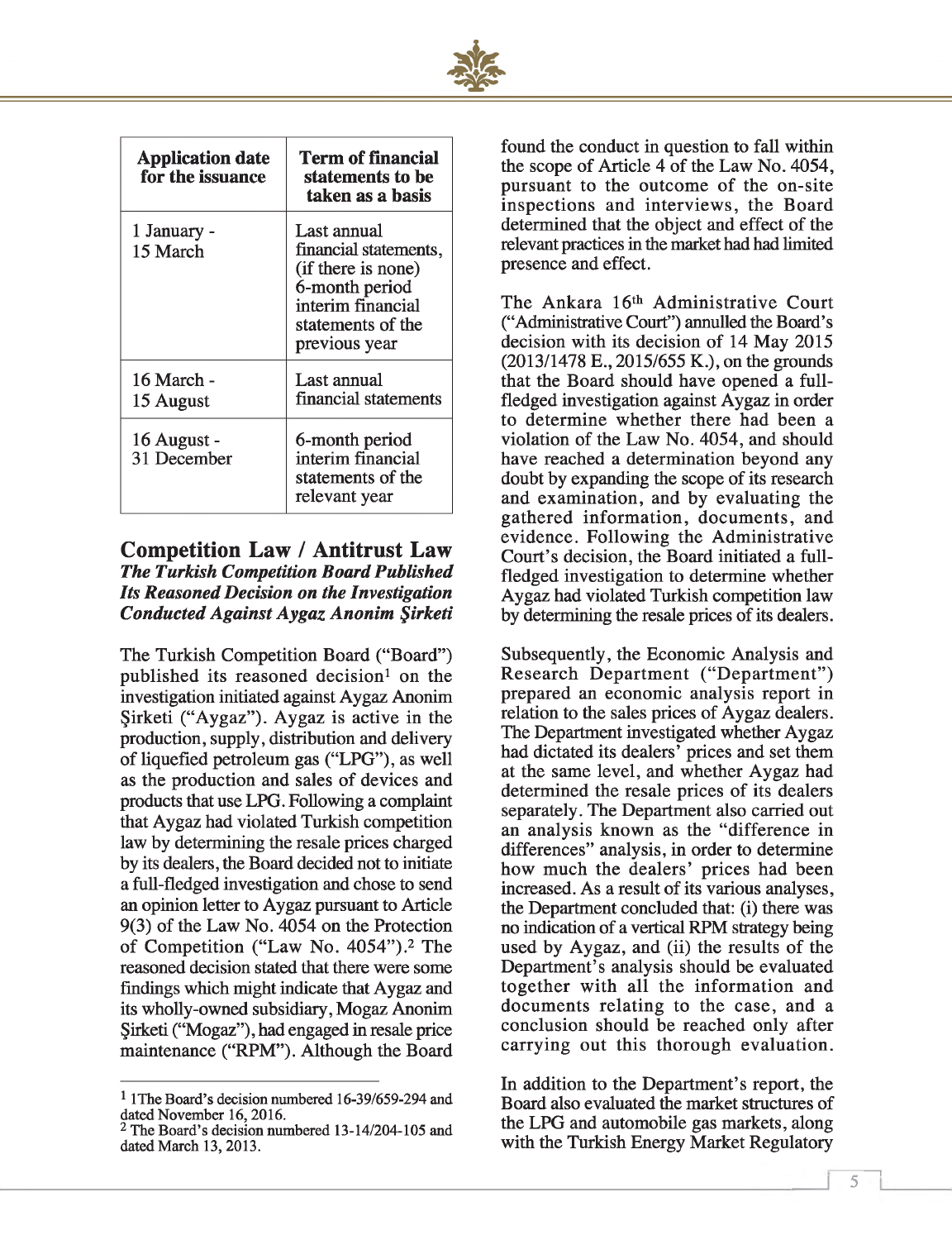| Application date for the issuance | Term of financial statements to be taken as a basis |
|---|---|
| 1 January - 15 March | Last annual financial statements, (if there is none) 6-month period interim financial statements of the previous year |
| 16 March - 15 August | Last annual financial statements |
| 16 August - 31 December | 6-month period interim financial statements of the relevant year |

## Competition Law / Antitrust Law

### *The Turkish Competition Board Published Its Reasoned Decision on the Investigation Conducted Against Aygaz Anonim Şirketi*

The Turkish Competition Board ("Board") published its reasoned decision[1] on the investigation initiated against Aygaz Anonim Şirketi ("Aygaz"). Aygaz is active in the production, supply, distribution and delivery of liquefied petroleum gas ("LPG"), as well as the production and sales of devices and products that use LPG. Following a complaint that Aygaz had violated Turkish competition law by determining the resale prices charged by its dealers, the Board decided not to initiate a full-fledged investigation and chose to send an opinion letter to Aygaz pursuant to Article 9(3) of the Law No. 4054 on the Protection of Competition ("Law No. 4054").[2] The reasoned decision stated that there were some findings which might indicate that Aygaz and its wholly-owned subsidiary, Mogaz Anonim Şirketi ("Mogaz"), had engaged in resale price maintenance ("RPM"). Although the Board found the conduct in question to fall within the scope of Article 4 of the Law No. 4054, pursuant to the outcome of the on-site inspections and interviews, the Board determined that the object and effect of the relevant practices in the market had had limited presence and effect.

The Ankara 16th Administrative Court ("Administrative Court") annulled the Board's decision with its decision of 14 May 2015 (2013/1478 E., 2015/655 K.), on the grounds that the Board should have opened a full-fledged investigation against Aygaz in order to determine whether there had been a violation of the Law No. 4054, and should have reached a determination beyond any doubt by expanding the scope of its research and examination, and by evaluating the gathered information, documents, and evidence. Following the Administrative Court's decision, the Board initiated a full-fledged investigation to determine whether Aygaz had violated Turkish competition law by determining the resale prices of its dealers.

Subsequently, the Economic Analysis and Research Department ("Department") prepared an economic analysis report in relation to the sales prices of Aygaz dealers. The Department investigated whether Aygaz had dictated its dealers' prices and set them at the same level, and whether Aygaz had determined the resale prices of its dealers separately. The Department also carried out an analysis known as the "difference in differences" analysis, in order to determine how much the dealers' prices had been increased. As a result of its various analyses, the Department concluded that: (i) there was no indication of a vertical RPM strategy being used by Aygaz, and (ii) the results of the Department's analysis should be evaluated together with all the information and documents relating to the case, and a conclusion should be reached only after carrying out this thorough evaluation.

In addition to the Department's report, the Board also evaluated the market structures of the LPG and automobile gas markets, along with the Turkish Energy Market Regulatory

---

[1] 1The Board's decision numbered 16-39/659-294 and dated November 16, 2016.

[2] The Board's decision numbered 13-14/204-105 and dated March 13, 2013.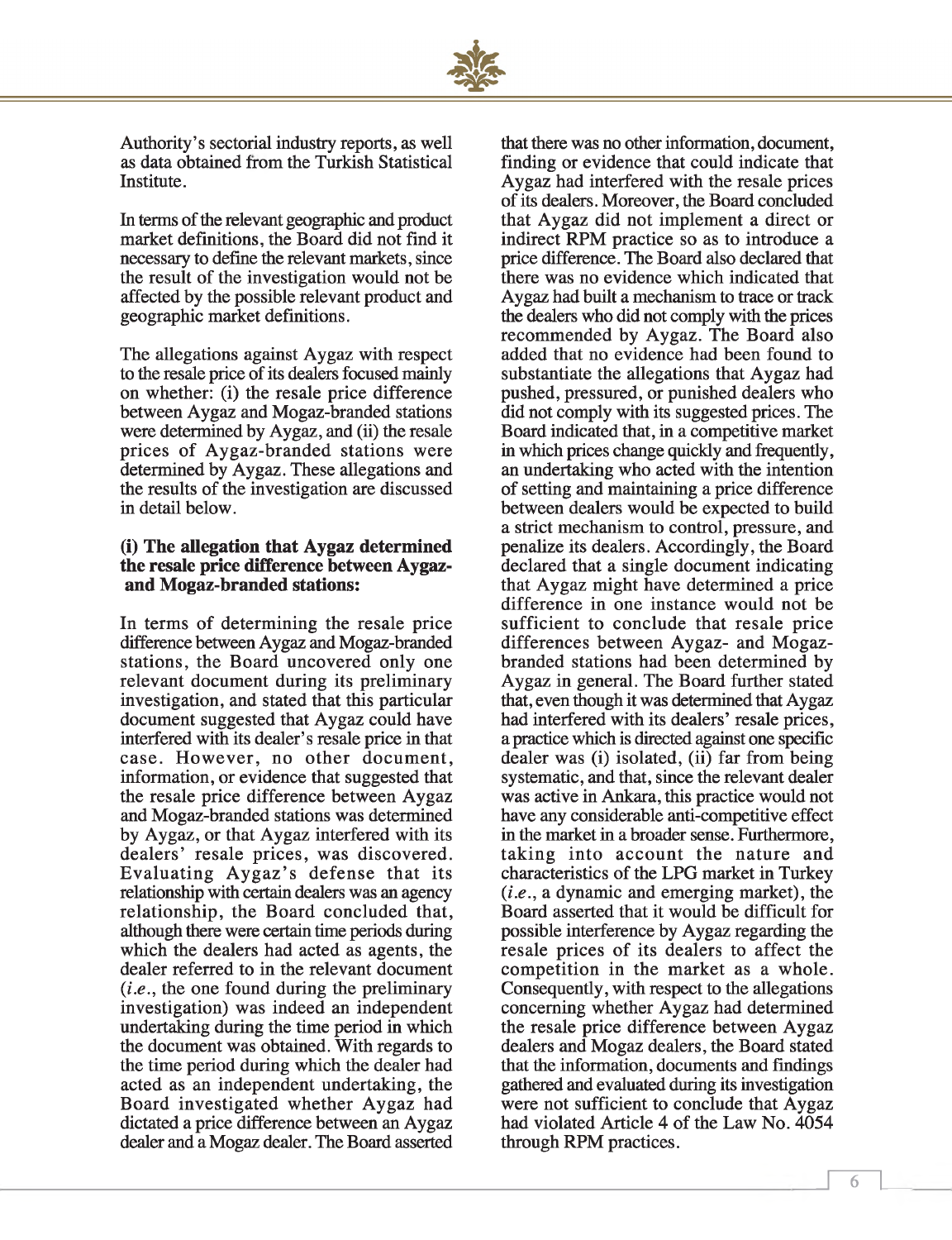Authority's sectorial industry reports, as well as data obtained from the Turkish Statistical Institute.

In terms of the relevant geographic and product market definitions, the Board did not find it necessary to define the relevant markets, since the result of the investigation would not be affected by the possible relevant product and geographic market definitions.

The allegations against Aygaz with respect to the resale price of its dealers focused mainly on whether: (i) the resale price difference between Aygaz and Mogaz-branded stations were determined by Aygaz, and (ii) the resale prices of Aygaz-branded stations were determined by Aygaz. These allegations and the results of the investigation are discussed in detail below.

**(i) The allegation that Aygaz determined the resale price difference between Aygaz- and Mogaz-branded stations:**

In terms of determining the resale price difference between Aygaz and Mogaz-branded stations, the Board uncovered only one relevant document during its preliminary investigation, and stated that this particular document suggested that Aygaz could have interfered with its dealer's resale price in that case. However, no other document, information, or evidence that suggested that the resale price difference between Aygaz and Mogaz-branded stations was determined by Aygaz, or that Aygaz interfered with its dealers' resale prices, was discovered. Evaluating Aygaz's defense that its relationship with certain dealers was an agency relationship, the Board concluded that, although there were certain time periods during which the dealers had acted as agents, the dealer referred to in the relevant document (*i.e.*, the one found during the preliminary investigation) was indeed an independent undertaking during the time period in which the document was obtained. With regards to the time period during which the dealer had acted as an independent undertaking, the Board investigated whether Aygaz had dictated a price difference between an Aygaz dealer and a Mogaz dealer. The Board asserted that there was no other information, document, finding or evidence that could indicate that Aygaz had interfered with the resale prices of its dealers. Moreover, the Board concluded that Aygaz did not implement a direct or indirect RPM practice so as to introduce a price difference. The Board also declared that there was no evidence which indicated that Aygaz had built a mechanism to trace or track the dealers who did not comply with the prices recommended by Aygaz. The Board also added that no evidence had been found to substantiate the allegations that Aygaz had pushed, pressured, or punished dealers who did not comply with its suggested prices. The Board indicated that, in a competitive market in which prices change quickly and frequently, an undertaking who acted with the intention of setting and maintaining a price difference between dealers would be expected to build a strict mechanism to control, pressure, and penalize its dealers. Accordingly, the Board declared that a single document indicating that Aygaz might have determined a price difference in one instance would not be sufficient to conclude that resale price differences between Aygaz- and Mogaz-branded stations had been determined by Aygaz in general. The Board further stated that, even though it was determined that Aygaz had interfered with its dealers' resale prices, a practice which is directed against one specific dealer was (i) isolated, (ii) far from being systematic, and that, since the relevant dealer was active in Ankara, this practice would not have any considerable anti-competitive effect in the market in a broader sense. Furthermore, taking into account the nature and characteristics of the LPG market in Turkey (*i.e.*, a dynamic and emerging market), the Board asserted that it would be difficult for possible interference by Aygaz regarding the resale prices of its dealers to affect the competition in the market as a whole. Consequently, with respect to the allegations concerning whether Aygaz had determined the resale price difference between Aygaz dealers and Mogaz dealers, the Board stated that the information, documents and findings gathered and evaluated during its investigation were not sufficient to conclude that Aygaz had violated Article 4 of the Law No. 4054 through RPM practices.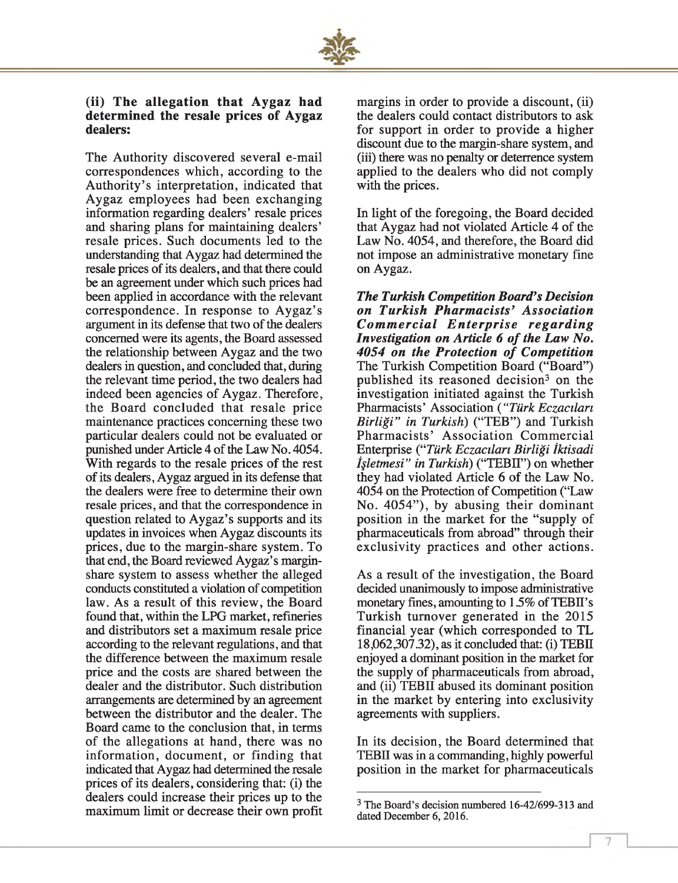### (ii) The allegation that Aygaz had determined the resale prices of Aygaz dealers:

The Authority discovered several e-mail correspondences which, according to the Authority's interpretation, indicated that Aygaz employees had been exchanging information regarding dealers' resale prices and sharing plans for maintaining dealers' resale prices. Such documents led to the understanding that Aygaz had determined the resale prices of its dealers, and that there could be an agreement under which such prices had been applied in accordance with the relevant correspondence. In response to Aygaz's argument in its defense that two of the dealers concerned were its agents, the Board assessed the relationship between Aygaz and the two dealers in question, and concluded that, during the relevant time period, the two dealers had indeed been agencies of Aygaz. Therefore, the Board concluded that resale price maintenance practices concerning these two particular dealers could not be evaluated or punished under Article 4 of the Law No. 4054. With regards to the resale prices of the rest of its dealers, Aygaz argued in its defense that the dealers were free to determine their own resale prices, and that the correspondence in question related to Aygaz's supports and its updates in invoices when Aygaz discounts its prices, due to the margin-share system. To that end, the Board reviewed Aygaz's margin-share system to assess whether the alleged conducts constituted a violation of competition law. As a result of this review, the Board found that, within the LPG market, refineries and distributors set a maximum resale price according to the relevant regulations, and that the difference between the maximum resale price and the costs are shared between the dealer and the distributor. Such distribution arrangements are determined by an agreement between the distributor and the dealer. The Board came to the conclusion that, in terms of the allegations at hand, there was no information, document, or finding that indicated that Aygaz had determined the resale prices of its dealers, considering that: (i) the dealers could increase their prices up to the maximum limit or decrease their own profit margins in order to provide a discount, (ii) the dealers could contact distributors to ask for support in order to provide a higher discount due to the margin-share system, and (iii) there was no penalty or deterrence system applied to the dealers who did not comply with the prices.

In light of the foregoing, the Board decided that Aygaz had not violated Article 4 of the Law No. 4054, and therefore, the Board did not impose an administrative monetary fine on Aygaz.

***The Turkish Competition Board's Decision on Turkish Pharmacists' Association Commercial Enterprise regarding Investigation on Article 6 of the Law No. 4054 on the Protection of Competition***

The Turkish Competition Board ("Board") published its reasoned decision[3] on the investigation initiated against the Turkish Pharmacists' Association (*"Türk Eczacıları Birliği" in Turkish*) ("TEB") and Turkish Pharmacists' Association Commercial Enterprise (*"Türk Eczacıları Birliği İktisadi İşletmesi" in Turkish*) ("TEBII") on whether they had violated Article 6 of the Law No. 4054 on the Protection of Competition ("Law No. 4054"), by abusing their dominant position in the market for the "supply of pharmaceuticals from abroad" through their exclusivity practices and other actions.

As a result of the investigation, the Board decided unanimously to impose administrative monetary fines, amounting to 1.5% of TEBII's Turkish turnover generated in the 2015 financial year (which corresponded to TL 18,062,307.32), as it concluded that: (i) TEBII enjoyed a dominant position in the market for the supply of pharmaceuticals from abroad, and (ii) TEBII abused its dominant position in the market by entering into exclusivity agreements with suppliers.

In its decision, the Board determined that TEBII was in a commanding, highly powerful position in the market for pharmaceuticals

[3] The Board's decision numbered 16-42/699-313 and dated December 6, 2016.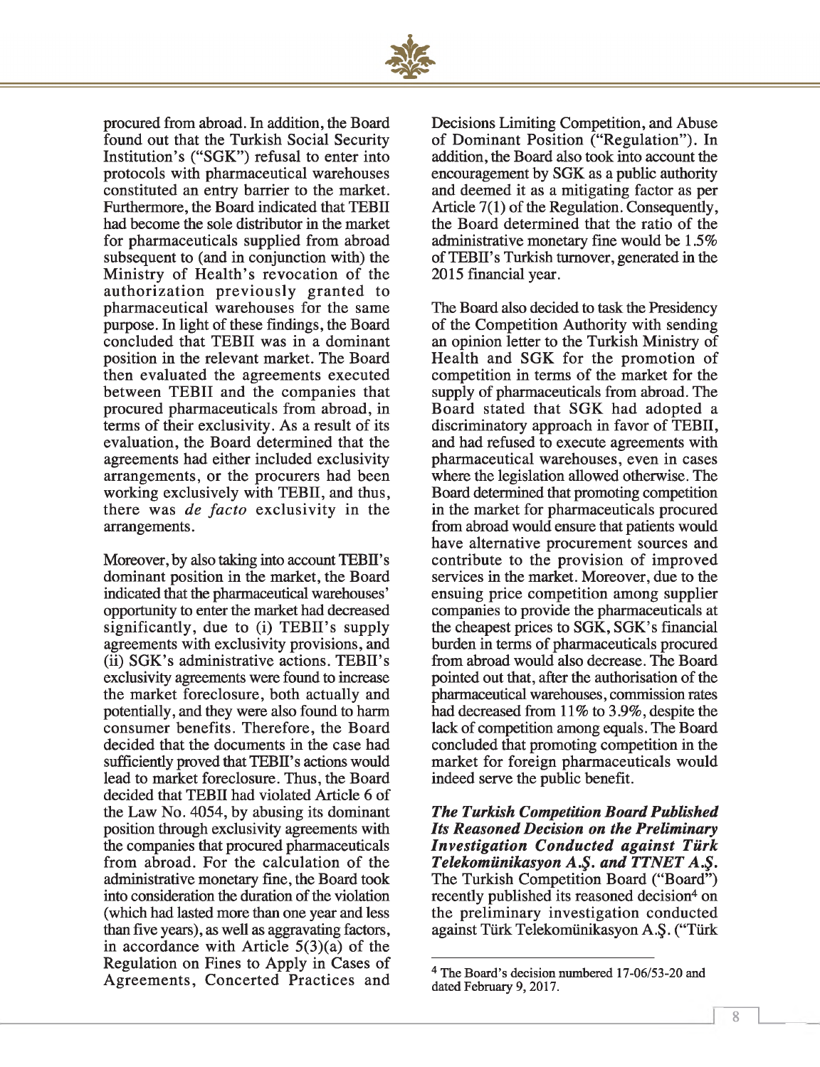procured from abroad. In addition, the Board found out that the Turkish Social Security Institution's ("SGK") refusal to enter into protocols with pharmaceutical warehouses constituted an entry barrier to the market. Furthermore, the Board indicated that TEBII had become the sole distributor in the market for pharmaceuticals supplied from abroad subsequent to (and in conjunction with) the Ministry of Health's revocation of the authorization previously granted to pharmaceutical warehouses for the same purpose. In light of these findings, the Board concluded that TEBII was in a dominant position in the relevant market. The Board then evaluated the agreements executed between TEBII and the companies that procured pharmaceuticals from abroad, in terms of their exclusivity. As a result of its evaluation, the Board determined that the agreements had either included exclusivity arrangements, or the procurers had been working exclusively with TEBII, and thus, there was *de facto* exclusivity in the arrangements.

Moreover, by also taking into account TEBII's dominant position in the market, the Board indicated that the pharmaceutical warehouses' opportunity to enter the market had decreased significantly, due to (i) TEBII's supply agreements with exclusivity provisions, and (ii) SGK's administrative actions. TEBII's exclusivity agreements were found to increase the market foreclosure, both actually and potentially, and they were also found to harm consumer benefits. Therefore, the Board decided that the documents in the case had sufficiently proved that TEBII's actions would lead to market foreclosure. Thus, the Board decided that TEBII had violated Article 6 of the Law No. 4054, by abusing its dominant position through exclusivity agreements with the companies that procured pharmaceuticals from abroad. For the calculation of the administrative monetary fine, the Board took into consideration the duration of the violation (which had lasted more than one year and less than five years), as well as aggravating factors, in accordance with Article 5(3)(a) of the Regulation on Fines to Apply in Cases of Agreements, Concerted Practices and Decisions Limiting Competition, and Abuse of Dominant Position ("Regulation"). In addition, the Board also took into account the encouragement by SGK as a public authority and deemed it as a mitigating factor as per Article 7(1) of the Regulation. Consequently, the Board determined that the ratio of the administrative monetary fine would be 1.5% of TEBII's Turkish turnover, generated in the 2015 financial year.

The Board also decided to task the Presidency of the Competition Authority with sending an opinion letter to the Turkish Ministry of Health and SGK for the promotion of competition in terms of the market for the supply of pharmaceuticals from abroad. The Board stated that SGK had adopted a discriminatory approach in favor of TEBII, and had refused to execute agreements with pharmaceutical warehouses, even in cases where the legislation allowed otherwise. The Board determined that promoting competition in the market for pharmaceuticals procured from abroad would ensure that patients would have alternative procurement sources and contribute to the provision of improved services in the market. Moreover, due to the ensuing price competition among supplier companies to provide the pharmaceuticals at the cheapest prices to SGK, SGK's financial burden in terms of pharmaceuticals procured from abroad would also decrease. The Board pointed out that, after the authorisation of the pharmaceutical warehouses, commission rates had decreased from 11% to 3.9%, despite the lack of competition among equals. The Board concluded that promoting competition in the market for foreign pharmaceuticals would indeed serve the public benefit.

***The Turkish Competition Board Published Its Reasoned Decision on the Preliminary Investigation Conducted against Türk Telekomünikasyon A.Ş. and TTNET A.Ş.***

The Turkish Competition Board ("Board") recently published its reasoned decision[4] on the preliminary investigation conducted against Türk Telekomünikasyon A.Ş. ("Türk

[4] The Board's decision numbered 17-06/53-20 and dated February 9, 2017.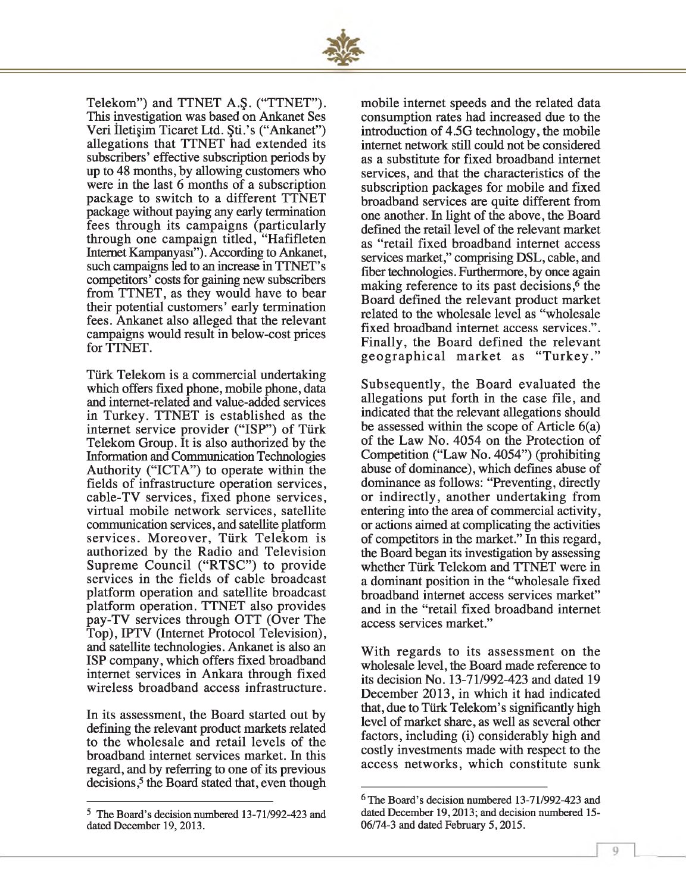Telekom") and TTNET A.Ş. ("TTNET"). This investigation was based on Ankanet Ses Veri İletişim Ticaret Ltd. Şti.'s ("Ankanet") allegations that TTNET had extended its subscribers' effective subscription periods by up to 48 months, by allowing customers who were in the last 6 months of a subscription package to switch to a different TTNET package without paying any early termination fees through its campaigns (particularly through one campaign titled, "Hafifleten Internet Kampanyası"). According to Ankanet, such campaigns led to an increase in TTNET's competitors' costs for gaining new subscribers from TTNET, as they would have to bear their potential customers' early termination fees. Ankanet also alleged that the relevant campaigns would result in below-cost prices for TTNET.

Türk Telekom is a commercial undertaking which offers fixed phone, mobile phone, data and internet-related and value-added services in Turkey. TTNET is established as the internet service provider ("ISP") of Türk Telekom Group. It is also authorized by the Information and Communication Technologies Authority ("ICTA") to operate within the fields of infrastructure operation services, cable-TV services, fixed phone services, virtual mobile network services, satellite communication services, and satellite platform services. Moreover, Türk Telekom is authorized by the Radio and Television Supreme Council ("RTSC") to provide services in the fields of cable broadcast platform operation and satellite broadcast platform operation. TTNET also provides pay-TV services through OTT (Over The Top), IPTV (Internet Protocol Television), and satellite technologies. Ankanet is also an ISP company, which offers fixed broadband internet services in Ankara through fixed wireless broadband access infrastructure.

In its assessment, the Board started out by defining the relevant product markets related to the wholesale and retail levels of the broadband internet services market. In this regard, and by referring to one of its previous decisions,[5] the Board stated that, even though mobile internet speeds and the related data consumption rates had increased due to the introduction of 4.5G technology, the mobile internet network still could not be considered as a substitute for fixed broadband internet services, and that the characteristics of the subscription packages for mobile and fixed broadband services are quite different from one another. In light of the above, the Board defined the retail level of the relevant market as "retail fixed broadband internet access services market," comprising DSL, cable, and fiber technologies. Furthermore, by once again making reference to its past decisions,[6] the Board defined the relevant product market related to the wholesale level as "wholesale fixed broadband internet access services.". Finally, the Board defined the relevant geographical market as "Turkey."

Subsequently, the Board evaluated the allegations put forth in the case file, and indicated that the relevant allegations should be assessed within the scope of Article 6(a) of the Law No. 4054 on the Protection of Competition ("Law No. 4054") (prohibiting abuse of dominance), which defines abuse of dominance as follows: "Preventing, directly or indirectly, another undertaking from entering into the area of commercial activity, or actions aimed at complicating the activities of competitors in the market." In this regard, the Board began its investigation by assessing whether Türk Telekom and TTNET were in a dominant position in the "wholesale fixed broadband internet access services market" and in the "retail fixed broadband internet access services market."

With regards to its assessment on the wholesale level, the Board made reference to its decision No. 13-71/992-423 and dated 19 December 2013, in which it had indicated that, due to Türk Telekom's significantly high level of market share, as well as several other factors, including (i) considerably high and costly investments made with respect to the access networks, which constitute sunk

---

[5] The Board's decision numbered 13-71/992-423 and dated December 19, 2013.

[6] The Board's decision numbered 13-71/992-423 and dated December 19, 2013; and decision numbered 15-06/74-3 and dated February 5, 2015.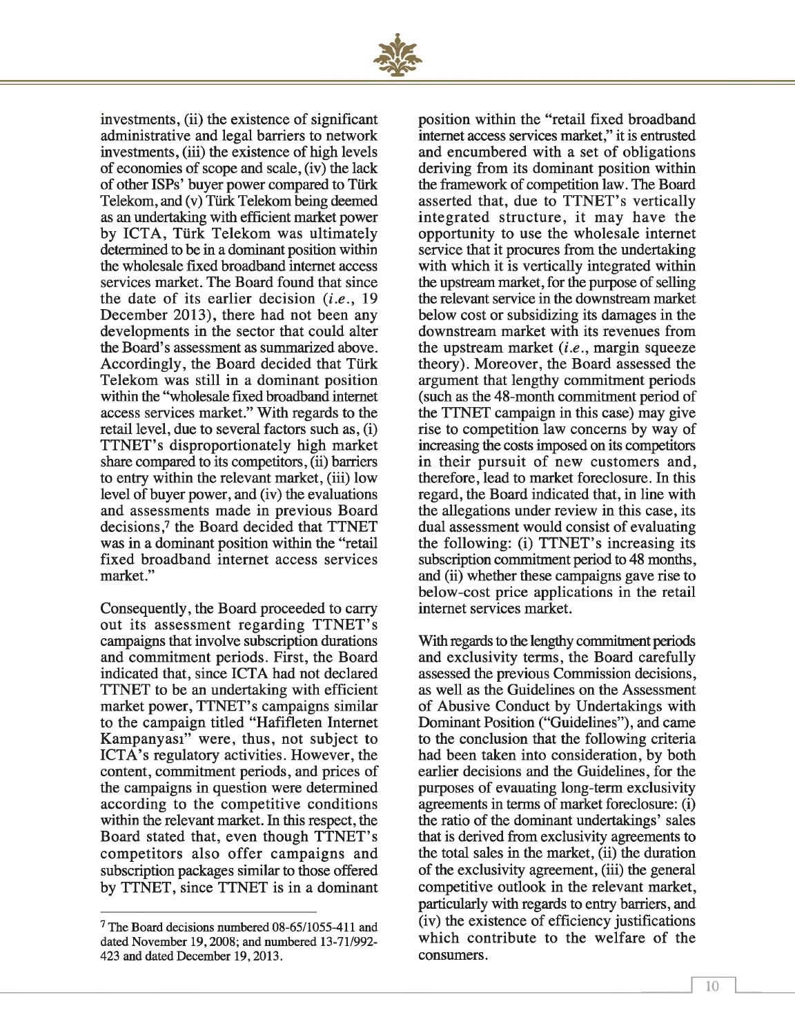investments, (ii) the existence of significant administrative and legal barriers to network investments, (iii) the existence of high levels of economies of scope and scale, (iv) the lack of other ISPs' buyer power compared to Türk Telekom, and (v) Türk Telekom being deemed as an undertaking with efficient market power by ICTA, Türk Telekom was ultimately determined to be in a dominant position within the wholesale fixed broadband internet access services market. The Board found that since the date of its earlier decision (*i.e.*, 19 December 2013), there had not been any developments in the sector that could alter the Board's assessment as summarized above. Accordingly, the Board decided that Türk Telekom was still in a dominant position within the "wholesale fixed broadband internet access services market." With regards to the retail level, due to several factors such as, (i) TTNET's disproportionately high market share compared to its competitors, (ii) barriers to entry within the relevant market, (iii) low level of buyer power, and (iv) the evaluations and assessments made in previous Board decisions,[7] the Board decided that TTNET was in a dominant position within the "retail fixed broadband internet access services market."

Consequently, the Board proceeded to carry out its assessment regarding TTNET's campaigns that involve subscription durations and commitment periods. First, the Board indicated that, since ICTA had not declared TTNET to be an undertaking with efficient market power, TTNET's campaigns similar to the campaign titled "Hafifleten Internet Kampanyası" were, thus, not subject to ICTA's regulatory activities. However, the content, commitment periods, and prices of the campaigns in question were determined according to the competitive conditions within the relevant market. In this respect, the Board stated that, even though TTNET's competitors also offer campaigns and subscription packages similar to those offered by TTNET, since TTNET is in a dominant position within the "retail fixed broadband internet access services market," it is entrusted and encumbered with a set of obligations deriving from its dominant position within the framework of competition law. The Board asserted that, due to TTNET's vertically integrated structure, it may have the opportunity to use the wholesale internet service that it procures from the undertaking with which it is vertically integrated within the upstream market, for the purpose of selling the relevant service in the downstream market below cost or subsidizing its damages in the downstream market with its revenues from the upstream market (*i.e.*, margin squeeze theory). Moreover, the Board assessed the argument that lengthy commitment periods (such as the 48-month commitment period of the TTNET campaign in this case) may give rise to competition law concerns by way of increasing the costs imposed on its competitors in their pursuit of new customers and, therefore, lead to market foreclosure. In this regard, the Board indicated that, in line with the allegations under review in this case, its dual assessment would consist of evaluating the following: (i) TTNET's increasing its subscription commitment period to 48 months, and (ii) whether these campaigns gave rise to below-cost price applications in the retail internet services market.

With regards to the lengthy commitment periods and exclusivity terms, the Board carefully assessed the previous Commission decisions, as well as the Guidelines on the Assessment of Abusive Conduct by Undertakings with Dominant Position ("Guidelines"), and came to the conclusion that the following criteria had been taken into consideration, by both earlier decisions and the Guidelines, for the purposes of evauating long-term exclusivity agreements in terms of market foreclosure: (i) the ratio of the dominant undertakings' sales that is derived from exclusivity agreements to the total sales in the market, (ii) the duration of the exclusivity agreement, (iii) the general competitive outlook in the relevant market, particularly with regards to entry barriers, and (iv) the existence of efficiency justifications which contribute to the welfare of the consumers.

---

[7] The Board decisions numbered 08-65/1055-411 and dated November 19, 2008; and numbered 13-71/992-423 and dated December 19, 2013.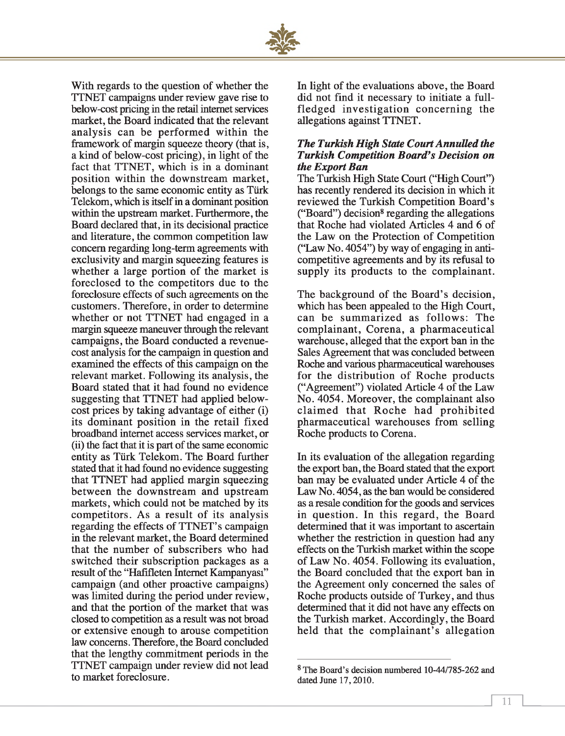With regards to the question of whether the TTNET campaigns under review gave rise to below-cost pricing in the retail internet services market, the Board indicated that the relevant analysis can be performed within the framework of margin squeeze theory (that is, a kind of below-cost pricing), in light of the fact that TTNET, which is in a dominant position within the downstream market, belongs to the same economic entity as Türk Telekom, which is itself in a dominant position within the upstream market. Furthermore, the Board declared that, in its decisional practice and literature, the common competition law concern regarding long-term agreements with exclusivity and margin squeezing features is whether a large portion of the market is foreclosed to the competitors due to the foreclosure effects of such agreements on the customers. Therefore, in order to determine whether or not TTNET had engaged in a margin squeeze maneuver through the relevant campaigns, the Board conducted a revenue-cost analysis for the campaign in question and examined the effects of this campaign on the relevant market. Following its analysis, the Board stated that it had found no evidence suggesting that TTNET had applied below-cost prices by taking advantage of either (i) its dominant position in the retail fixed broadband internet access services market, or (ii) the fact that it is part of the same economic entity as Türk Telekom. The Board further stated that it had found no evidence suggesting that TTNET had applied margin squeezing between the downstream and upstream markets, which could not be matched by its competitors. As a result of its analysis regarding the effects of TTNET's campaign in the relevant market, the Board determined that the number of subscribers who had switched their subscription packages as a result of the "Hafifleten Internet Kampanyası" campaign (and other proactive campaigns) was limited during the period under review, and that the portion of the market that was closed to competition as a result was not broad or extensive enough to arouse competition law concerns. Therefore, the Board concluded that the lengthy commitment periods in the TTNET campaign under review did not lead to market foreclosure.

In light of the evaluations above, the Board did not find it necessary to initiate a full-fledged investigation concerning the allegations against TTNET.

### *The Turkish High State Court Annulled the Turkish Competition Board's Decision on the Export Ban*

The Turkish High State Court ("High Court") has recently rendered its decision in which it reviewed the Turkish Competition Board's ("Board") decision[8] regarding the allegations that Roche had violated Articles 4 and 6 of the Law on the Protection of Competition ("Law No. 4054") by way of engaging in anti-competitive agreements and by its refusal to supply its products to the complainant.

The background of the Board's decision, which has been appealed to the High Court, can be summarized as follows: The complainant, Corena, a pharmaceutical warehouse, alleged that the export ban in the Sales Agreement that was concluded between Roche and various pharmaceutical warehouses for the distribution of Roche products ("Agreement") violated Article 4 of the Law No. 4054. Moreover, the complainant also claimed that Roche had prohibited pharmaceutical warehouses from selling Roche products to Corena.

In its evaluation of the allegation regarding the export ban, the Board stated that the export ban may be evaluated under Article 4 of the Law No. 4054, as the ban would be considered as a resale condition for the goods and services in question. In this regard, the Board determined that it was important to ascertain whether the restriction in question had any effects on the Turkish market within the scope of Law No. 4054. Following its evaluation, the Board concluded that the export ban in the Agreement only concerned the sales of Roche products outside of Turkey, and thus determined that it did not have any effects on the Turkish market. Accordingly, the Board held that the complainant's allegation

---

[8] The Board's decision numbered 10-44/785-262 and dated June 17, 2010.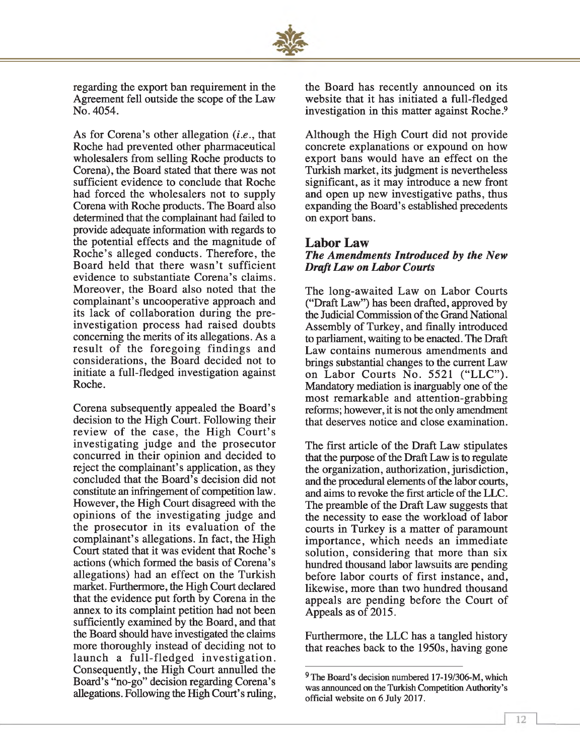regarding the export ban requirement in the Agreement fell outside the scope of the Law No. 4054.

As for Corena's other allegation (*i.e.*, that Roche had prevented other pharmaceutical wholesalers from selling Roche products to Corena), the Board stated that there was not sufficient evidence to conclude that Roche had forced the wholesalers not to supply Corena with Roche products. The Board also determined that the complainant had failed to provide adequate information with regards to the potential effects and the magnitude of Roche's alleged conducts. Therefore, the Board held that there wasn't sufficient evidence to substantiate Corena's claims. Moreover, the Board also noted that the complainant's uncooperative approach and its lack of collaboration during the pre-investigation process had raised doubts concerning the merits of its allegations. As a result of the foregoing findings and considerations, the Board decided not to initiate a full-fledged investigation against Roche.

Corena subsequently appealed the Board's decision to the High Court. Following their review of the case, the High Court's investigating judge and the prosecutor concurred in their opinion and decided to reject the complainant's application, as they concluded that the Board's decision did not constitute an infringement of competition law. However, the High Court disagreed with the opinions of the investigating judge and the prosecutor in its evaluation of the complainant's allegations. In fact, the High Court stated that it was evident that Roche's actions (which formed the basis of Corena's allegations) had an effect on the Turkish market. Furthermore, the High Court declared that the evidence put forth by Corena in the annex to its complaint petition had not been sufficiently examined by the Board, and that the Board should have investigated the claims more thoroughly instead of deciding not to launch a full-fledged investigation. Consequently, the High Court annulled the Board's "no-go" decision regarding Corena's allegations. Following the High Court's ruling, the Board has recently announced on its website that it has initiated a full-fledged investigation in this matter against Roche.[9]

Although the High Court did not provide concrete explanations or expound on how export bans would have an effect on the Turkish market, its judgment is nevertheless significant, as it may introduce a new front and open up new investigative paths, thus expanding the Board's established precedents on export bans.

## Labor Law

### *The Amendments Introduced by the New Draft Law on Labor Courts*

The long-awaited Law on Labor Courts ("Draft Law") has been drafted, approved by the Judicial Commission of the Grand National Assembly of Turkey, and finally introduced to parliament, waiting to be enacted. The Draft Law contains numerous amendments and brings substantial changes to the current Law on Labor Courts No. 5521 ("LLC"). Mandatory mediation is inarguably one of the most remarkable and attention-grabbing reforms; however, it is not the only amendment that deserves notice and close examination.

The first article of the Draft Law stipulates that the purpose of the Draft Law is to regulate the organization, authorization, jurisdiction, and the procedural elements of the labor courts, and aims to revoke the first article of the LLC. The preamble of the Draft Law suggests that the necessity to ease the workload of labor courts in Turkey is a matter of paramount importance, which needs an immediate solution, considering that more than six hundred thousand labor lawsuits are pending before labor courts of first instance, and, likewise, more than two hundred thousand appeals are pending before the Court of Appeals as of 2015.

Furthermore, the LLC has a tangled history that reaches back to the 1950s, having gone

---

[9] The Board's decision numbered 17-19/306-M, which was announced on the Turkish Competition Authority's official website on 6 July 2017.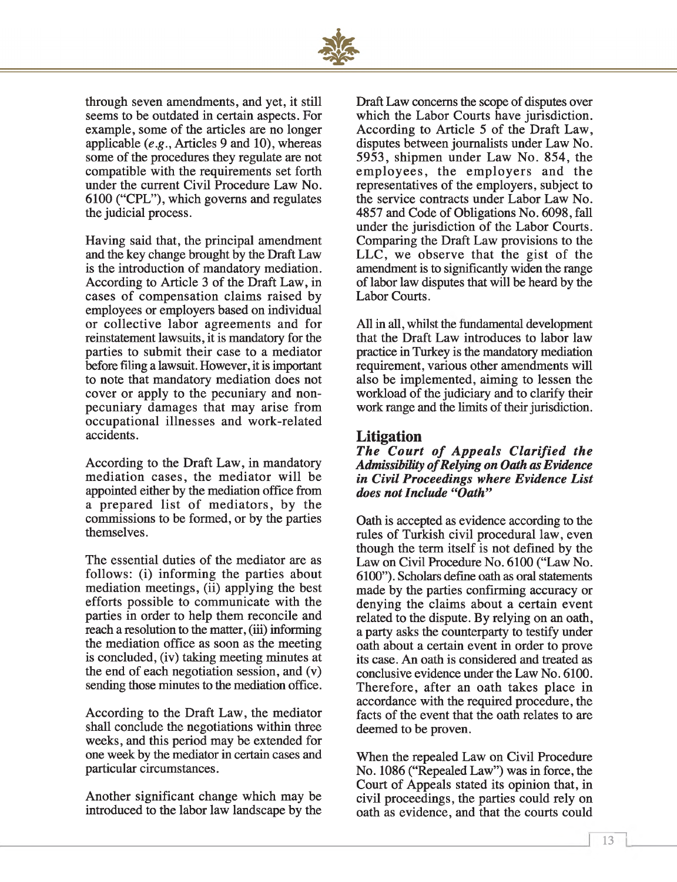through seven amendments, and yet, it still seems to be outdated in certain aspects. For example, some of the articles are no longer applicable (*e.g*., Articles 9 and 10), whereas some of the procedures they regulate are not compatible with the requirements set forth under the current Civil Procedure Law No. 6100 ("CPL"), which governs and regulates the judicial process.

Having said that, the principal amendment and the key change brought by the Draft Law is the introduction of mandatory mediation. According to Article 3 of the Draft Law, in cases of compensation claims raised by employees or employers based on individual or collective labor agreements and for reinstatement lawsuits, it is mandatory for the parties to submit their case to a mediator before filing a lawsuit. However, it is important to note that mandatory mediation does not cover or apply to the pecuniary and non-pecuniary damages that may arise from occupational illnesses and work-related accidents.

According to the Draft Law, in mandatory mediation cases, the mediator will be appointed either by the mediation office from a prepared list of mediators, by the commissions to be formed, or by the parties themselves.

The essential duties of the mediator are as follows: (i) informing the parties about mediation meetings, (ii) applying the best efforts possible to communicate with the parties in order to help them reconcile and reach a resolution to the matter, (iii) informing the mediation office as soon as the meeting is concluded, (iv) taking meeting minutes at the end of each negotiation session, and (v) sending those minutes to the mediation office.

According to the Draft Law, the mediator shall conclude the negotiations within three weeks, and this period may be extended for one week by the mediator in certain cases and particular circumstances.

Another significant change which may be introduced to the labor law landscape by the Draft Law concerns the scope of disputes over which the Labor Courts have jurisdiction. According to Article 5 of the Draft Law, disputes between journalists under Law No. 5953, shipmen under Law No. 854, the employees, the employers and the representatives of the employers, subject to the service contracts under Labor Law No. 4857 and Code of Obligations No. 6098, fall under the jurisdiction of the Labor Courts. Comparing the Draft Law provisions to the LLC, we observe that the gist of the amendment is to significantly widen the range of labor law disputes that will be heard by the Labor Courts.

All in all, whilst the fundamental development that the Draft Law introduces to labor law practice in Turkey is the mandatory mediation requirement, various other amendments will also be implemented, aiming to lessen the workload of the judiciary and to clarify their work range and the limits of their jurisdiction.

## Litigation

### *The Court of Appeals Clarified the Admissibility of Relying on Oath as Evidence in Civil Proceedings where Evidence List does not Include "Oath"*

Oath is accepted as evidence according to the rules of Turkish civil procedural law, even though the term itself is not defined by the Law on Civil Procedure No. 6100 ("Law No. 6100"). Scholars define oath as oral statements made by the parties confirming accuracy or denying the claims about a certain event related to the dispute. By relying on an oath, a party asks the counterparty to testify under oath about a certain event in order to prove its case. An oath is considered and treated as conclusive evidence under the Law No. 6100. Therefore, after an oath takes place in accordance with the required procedure, the facts of the event that the oath relates to are deemed to be proven.

When the repealed Law on Civil Procedure No. 1086 ("Repealed Law") was in force, the Court of Appeals stated its opinion that, in civil proceedings, the parties could rely on oath as evidence, and that the courts could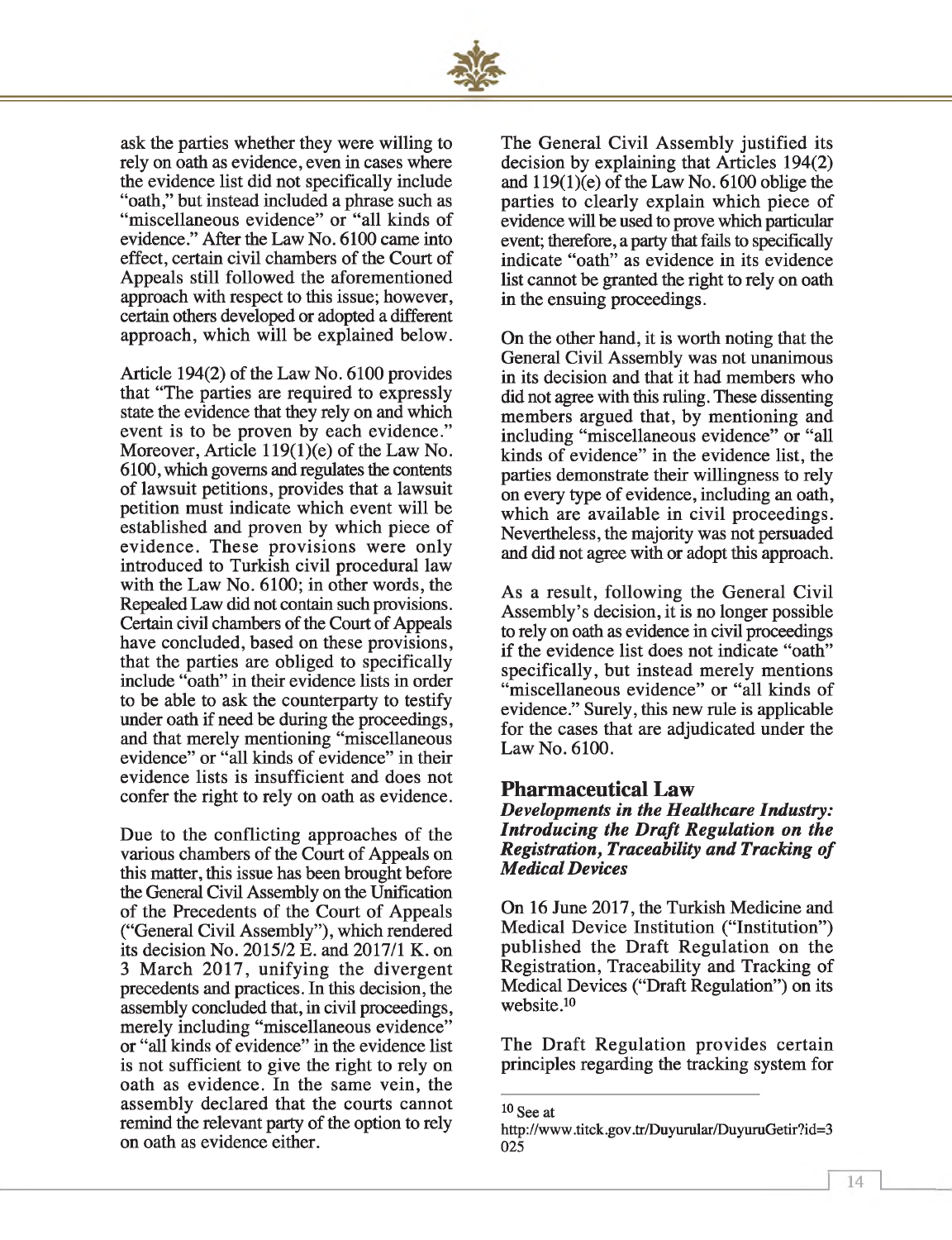ask the parties whether they were willing to rely on oath as evidence, even in cases where the evidence list did not specifically include "oath," but instead included a phrase such as "miscellaneous evidence" or "all kinds of evidence." After the Law No. 6100 came into effect, certain civil chambers of the Court of Appeals still followed the aforementioned approach with respect to this issue; however, certain others developed or adopted a different approach, which will be explained below.

Article 194(2) of the Law No. 6100 provides that "The parties are required to expressly state the evidence that they rely on and which event is to be proven by each evidence." Moreover, Article 119(1)(e) of the Law No. 6100, which governs and regulates the contents of lawsuit petitions, provides that a lawsuit petition must indicate which event will be established and proven by which piece of evidence. These provisions were only introduced to Turkish civil procedural law with the Law No. 6100; in other words, the Repealed Law did not contain such provisions. Certain civil chambers of the Court of Appeals have concluded, based on these provisions, that the parties are obliged to specifically include "oath" in their evidence lists in order to be able to ask the counterparty to testify under oath if need be during the proceedings, and that merely mentioning "miscellaneous evidence" or "all kinds of evidence" in their evidence lists is insufficient and does not confer the right to rely on oath as evidence.

Due to the conflicting approaches of the various chambers of the Court of Appeals on this matter, this issue has been brought before the General Civil Assembly on the Unification of the Precedents of the Court of Appeals ("General Civil Assembly"), which rendered its decision No. 2015/2 E. and 2017/1 K. on 3 March 2017, unifying the divergent precedents and practices. In this decision, the assembly concluded that, in civil proceedings, merely including "miscellaneous evidence" or "all kinds of evidence" in the evidence list is not sufficient to give the right to rely on oath as evidence. In the same vein, the assembly declared that the courts cannot remind the relevant party of the option to rely on oath as evidence either.

The General Civil Assembly justified its decision by explaining that Articles 194(2) and 119(1)(e) of the Law No. 6100 oblige the parties to clearly explain which piece of evidence will be used to prove which particular event; therefore, a party that fails to specifically indicate "oath" as evidence in its evidence list cannot be granted the right to rely on oath in the ensuing proceedings.

On the other hand, it is worth noting that the General Civil Assembly was not unanimous in its decision and that it had members who did not agree with this ruling. These dissenting members argued that, by mentioning and including "miscellaneous evidence" or "all kinds of evidence" in the evidence list, the parties demonstrate their willingness to rely on every type of evidence, including an oath, which are available in civil proceedings. Nevertheless, the majority was not persuaded and did not agree with or adopt this approach.

As a result, following the General Civil Assembly's decision, it is no longer possible to rely on oath as evidence in civil proceedings if the evidence list does not indicate "oath" specifically, but instead merely mentions "miscellaneous evidence" or "all kinds of evidence." Surely, this new rule is applicable for the cases that are adjudicated under the Law No. 6100.

## Pharmaceutical Law

### *Developments in the Healthcare Industry: Introducing the Draft Regulation on the Registration, Traceability and Tracking of Medical Devices*

On 16 June 2017, the Turkish Medicine and Medical Device Institution ("Institution") published the Draft Regulation on the Registration, Traceability and Tracking of Medical Devices ("Draft Regulation") on its website.[10]

The Draft Regulation provides certain principles regarding the tracking system for

---

[10] See at http://www.titck.gov.tr/Duyurular/DuyuruGetir?id=3025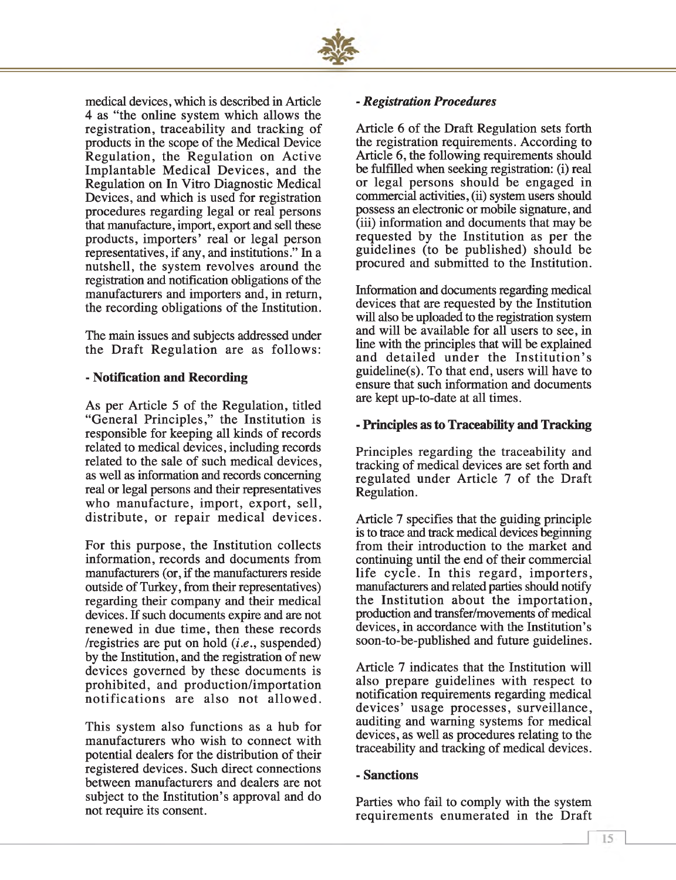medical devices, which is described in Article 4 as "the online system which allows the registration, traceability and tracking of products in the scope of the Medical Device Regulation, the Regulation on Active Implantable Medical Devices, and the Regulation on In Vitro Diagnostic Medical Devices, and which is used for registration procedures regarding legal or real persons that manufacture, import, export and sell these products, importers' real or legal person representatives, if any, and institutions." In a nutshell, the system revolves around the registration and notification obligations of the manufacturers and importers and, in return, the recording obligations of the Institution.

The main issues and subjects addressed under the Draft Regulation are as follows:

**- Notification and Recording**

As per Article 5 of the Regulation, titled "General Principles," the Institution is responsible for keeping all kinds of records related to medical devices, including records related to the sale of such medical devices, as well as information and records concerning real or legal persons and their representatives who manufacture, import, export, sell, distribute, or repair medical devices.

For this purpose, the Institution collects information, records and documents from manufacturers (or, if the manufacturers reside outside of Turkey, from their representatives) regarding their company and their medical devices. If such documents expire and are not renewed in due time, then these records /registries are put on hold (*i.e.*, suspended) by the Institution, and the registration of new devices governed by these documents is prohibited, and production/importation notifications are also not allowed.

This system also functions as a hub for manufacturers who wish to connect with potential dealers for the distribution of their registered devices. Such direct connections between manufacturers and dealers are not subject to the Institution's approval and do not require its consent.

***- Registration Procedures***

Article 6 of the Draft Regulation sets forth the registration requirements. According to Article 6, the following requirements should be fulfilled when seeking registration: (i) real or legal persons should be engaged in commercial activities, (ii) system users should possess an electronic or mobile signature, and (iii) information and documents that may be requested by the Institution as per the guidelines (to be published) should be procured and submitted to the Institution.

Information and documents regarding medical devices that are requested by the Institution will also be uploaded to the registration system and will be available for all users to see, in line with the principles that will be explained and detailed under the Institution's guideline(s). To that end, users will have to ensure that such information and documents are kept up-to-date at all times.

**- Principles as to Traceability and Tracking**

Principles regarding the traceability and tracking of medical devices are set forth and regulated under Article 7 of the Draft Regulation.

Article 7 specifies that the guiding principle is to trace and track medical devices beginning from their introduction to the market and continuing until the end of their commercial life cycle. In this regard, importers, manufacturers and related parties should notify the Institution about the importation, production and transfer/movements of medical devices, in accordance with the Institution's soon-to-be-published and future guidelines.

Article 7 indicates that the Institution will also prepare guidelines with respect to notification requirements regarding medical devices' usage processes, surveillance, auditing and warning systems for medical devices, as well as procedures relating to the traceability and tracking of medical devices.

**- Sanctions**

Parties who fail to comply with the system requirements enumerated in the Draft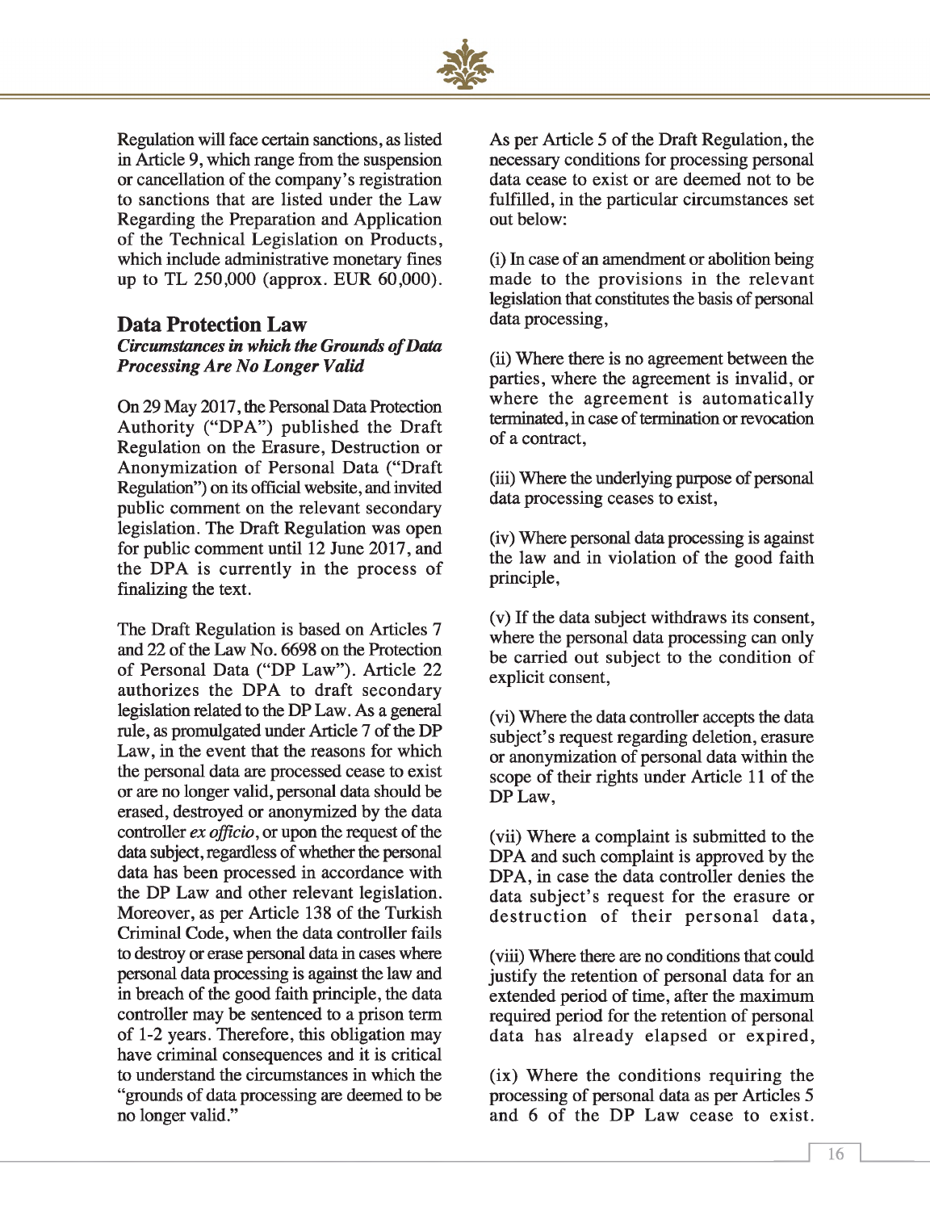Regulation will face certain sanctions, as listed in Article 9, which range from the suspension or cancellation of the company's registration to sanctions that are listed under the Law Regarding the Preparation and Application of the Technical Legislation on Products, which include administrative monetary fines up to TL 250,000 (approx. EUR 60,000).

## Data Protection Law

### *Circumstances in which the Grounds of Data Processing Are No Longer Valid*

On 29 May 2017, the Personal Data Protection Authority ("DPA") published the Draft Regulation on the Erasure, Destruction or Anonymization of Personal Data ("Draft Regulation") on its official website, and invited public comment on the relevant secondary legislation. The Draft Regulation was open for public comment until 12 June 2017, and the DPA is currently in the process of finalizing the text.

The Draft Regulation is based on Articles 7 and 22 of the Law No. 6698 on the Protection of Personal Data ("DP Law"). Article 22 authorizes the DPA to draft secondary legislation related to the DP Law. As a general rule, as promulgated under Article 7 of the DP Law, in the event that the reasons for which the personal data are processed cease to exist or are no longer valid, personal data should be erased, destroyed or anonymized by the data controller *ex officio*, or upon the request of the data subject, regardless of whether the personal data has been processed in accordance with the DP Law and other relevant legislation. Moreover, as per Article 138 of the Turkish Criminal Code, when the data controller fails to destroy or erase personal data in cases where personal data processing is against the law and in breach of the good faith principle, the data controller may be sentenced to a prison term of 1-2 years. Therefore, this obligation may have criminal consequences and it is critical to understand the circumstances in which the "grounds of data processing are deemed to be no longer valid."

As per Article 5 of the Draft Regulation, the necessary conditions for processing personal data cease to exist or are deemed not to be fulfilled, in the particular circumstances set out below:

(i) In case of an amendment or abolition being made to the provisions in the relevant legislation that constitutes the basis of personal data processing,

(ii) Where there is no agreement between the parties, where the agreement is invalid, or where the agreement is automatically terminated, in case of termination or revocation of a contract,

(iii) Where the underlying purpose of personal data processing ceases to exist,

(iv) Where personal data processing is against the law and in violation of the good faith principle,

(v) If the data subject withdraws its consent, where the personal data processing can only be carried out subject to the condition of explicit consent,

(vi) Where the data controller accepts the data subject's request regarding deletion, erasure or anonymization of personal data within the scope of their rights under Article 11 of the DP Law,

(vii) Where a complaint is submitted to the DPA and such complaint is approved by the DPA, in case the data controller denies the data subject's request for the erasure or destruction of their personal data,

(viii) Where there are no conditions that could justify the retention of personal data for an extended period of time, after the maximum required period for the retention of personal data has already elapsed or expired,

(ix) Where the conditions requiring the processing of personal data as per Articles 5 and 6 of the DP Law cease to exist.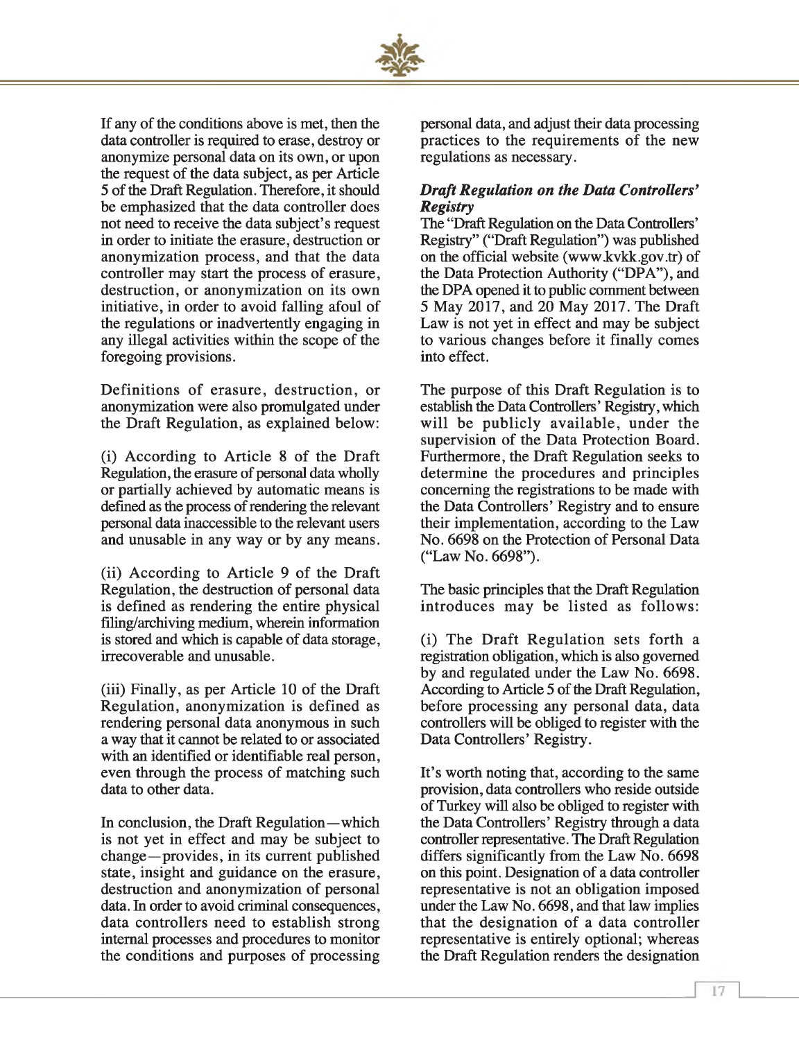If any of the conditions above is met, then the data controller is required to erase, destroy or anonymize personal data on its own, or upon the request of the data subject, as per Article 5 of the Draft Regulation. Therefore, it should be emphasized that the data controller does not need to receive the data subject's request in order to initiate the erasure, destruction or anonymization process, and that the data controller may start the process of erasure, destruction, or anonymization on its own initiative, in order to avoid falling afoul of the regulations or inadvertently engaging in any illegal activities within the scope of the foregoing provisions.

Definitions of erasure, destruction, or anonymization were also promulgated under the Draft Regulation, as explained below:

(i) According to Article 8 of the Draft Regulation, the erasure of personal data wholly or partially achieved by automatic means is defined as the process of rendering the relevant personal data inaccessible to the relevant users and unusable in any way or by any means.

(ii) According to Article 9 of the Draft Regulation, the destruction of personal data is defined as rendering the entire physical filing/archiving medium, wherein information is stored and which is capable of data storage, irrecoverable and unusable.

(iii) Finally, as per Article 10 of the Draft Regulation, anonymization is defined as rendering personal data anonymous in such a way that it cannot be related to or associated with an identified or identifiable real person, even through the process of matching such data to other data.

In conclusion, the Draft Regulation—which is not yet in effect and may be subject to change—provides, in its current published state, insight and guidance on the erasure, destruction and anonymization of personal data. In order to avoid criminal consequences, data controllers need to establish strong internal processes and procedures to monitor the conditions and purposes of processing personal data, and adjust their data processing practices to the requirements of the new regulations as necessary.

### *Draft Regulation on the Data Controllers' Registry*

The "Draft Regulation on the Data Controllers' Registry" ("Draft Regulation") was published on the official website (www.kvkk.gov.tr) of the Data Protection Authority ("DPA"), and the DPA opened it to public comment between 5 May 2017, and 20 May 2017. The Draft Law is not yet in effect and may be subject to various changes before it finally comes into effect.

The purpose of this Draft Regulation is to establish the Data Controllers' Registry, which will be publicly available, under the supervision of the Data Protection Board. Furthermore, the Draft Regulation seeks to determine the procedures and principles concerning the registrations to be made with the Data Controllers' Registry and to ensure their implementation, according to the Law No. 6698 on the Protection of Personal Data ("Law No. 6698").

The basic principles that the Draft Regulation introduces may be listed as follows:

(i) The Draft Regulation sets forth a registration obligation, which is also governed by and regulated under the Law No. 6698. According to Article 5 of the Draft Regulation, before processing any personal data, data controllers will be obliged to register with the Data Controllers' Registry.

It's worth noting that, according to the same provision, data controllers who reside outside of Turkey will also be obliged to register with the Data Controllers' Registry through a data controller representative. The Draft Regulation differs significantly from the Law No. 6698 on this point. Designation of a data controller representative is not an obligation imposed under the Law No. 6698, and that law implies that the designation of a data controller representative is entirely optional; whereas the Draft Regulation renders the designation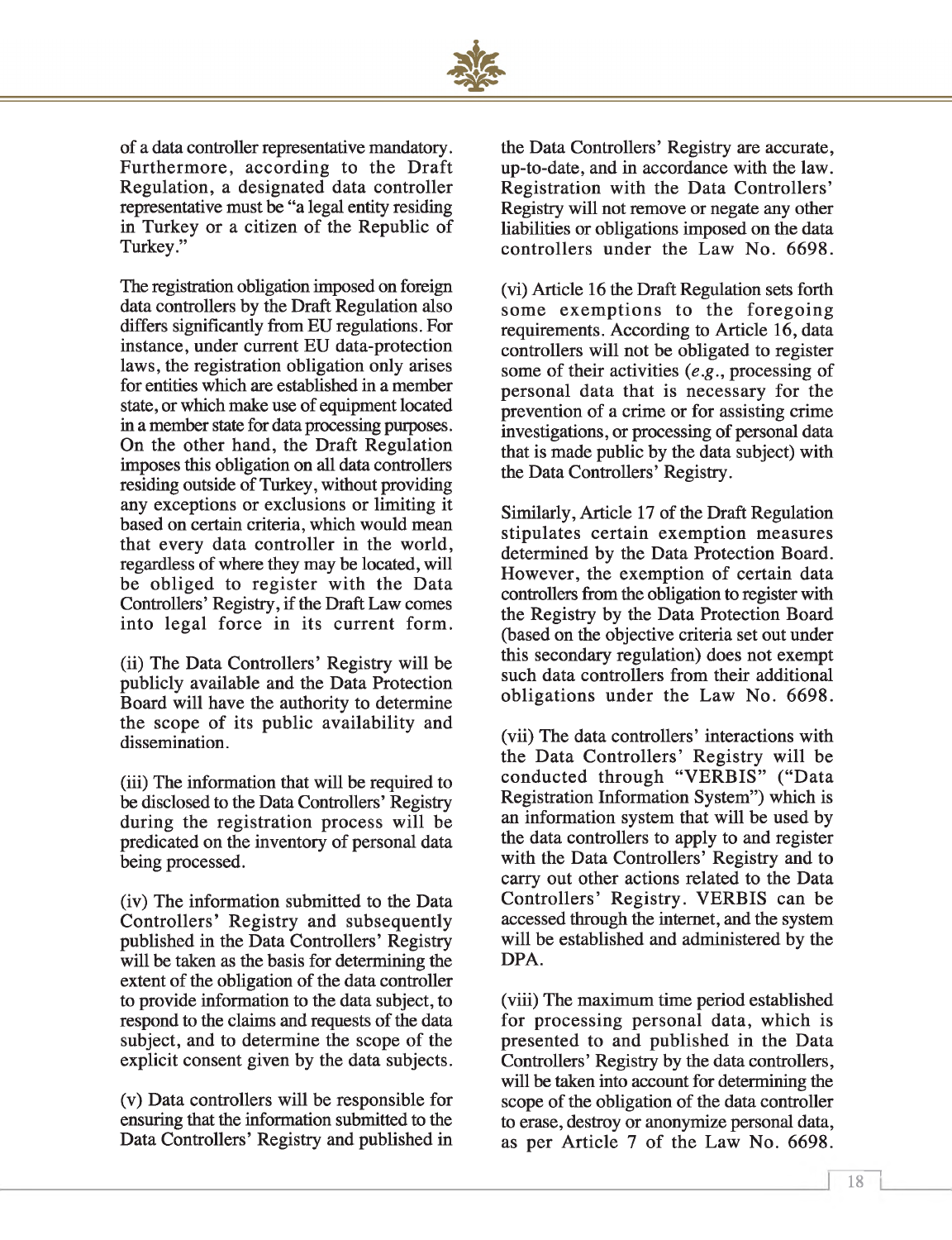of a data controller representative mandatory. Furthermore, according to the Draft Regulation, a designated data controller representative must be "a legal entity residing in Turkey or a citizen of the Republic of Turkey."

The registration obligation imposed on foreign data controllers by the Draft Regulation also differs significantly from EU regulations. For instance, under current EU data-protection laws, the registration obligation only arises for entities which are established in a member state, or which make use of equipment located in a member state for data processing purposes. On the other hand, the Draft Regulation imposes this obligation on all data controllers residing outside of Turkey, without providing any exceptions or exclusions or limiting it based on certain criteria, which would mean that every data controller in the world, regardless of where they may be located, will be obliged to register with the Data Controllers' Registry, if the Draft Law comes into legal force in its current form.

(ii) The Data Controllers' Registry will be publicly available and the Data Protection Board will have the authority to determine the scope of its public availability and dissemination.

(iii) The information that will be required to be disclosed to the Data Controllers' Registry during the registration process will be predicated on the inventory of personal data being processed.

(iv) The information submitted to the Data Controllers' Registry and subsequently published in the Data Controllers' Registry will be taken as the basis for determining the extent of the obligation of the data controller to provide information to the data subject, to respond to the claims and requests of the data subject, and to determine the scope of the explicit consent given by the data subjects.

(v) Data controllers will be responsible for ensuring that the information submitted to the Data Controllers' Registry and published in the Data Controllers' Registry are accurate, up-to-date, and in accordance with the law. Registration with the Data Controllers' Registry will not remove or negate any other liabilities or obligations imposed on the data controllers under the Law No. 6698.

(vi) Article 16 the Draft Regulation sets forth some exemptions to the foregoing requirements. According to Article 16, data controllers will not be obligated to register some of their activities (*e.g.*, processing of personal data that is necessary for the prevention of a crime or for assisting crime investigations, or processing of personal data that is made public by the data subject) with the Data Controllers' Registry.

Similarly, Article 17 of the Draft Regulation stipulates certain exemption measures determined by the Data Protection Board. However, the exemption of certain data controllers from the obligation to register with the Registry by the Data Protection Board (based on the objective criteria set out under this secondary regulation) does not exempt such data controllers from their additional obligations under the Law No. 6698.

(vii) The data controllers' interactions with the Data Controllers' Registry will be conducted through "VERBIS" ("Data Registration Information System") which is an information system that will be used by the data controllers to apply to and register with the Data Controllers' Registry and to carry out other actions related to the Data Controllers' Registry. VERBIS can be accessed through the internet, and the system will be established and administered by the DPA.

(viii) The maximum time period established for processing personal data, which is presented to and published in the Data Controllers' Registry by the data controllers, will be taken into account for determining the scope of the obligation of the data controller to erase, destroy or anonymize personal data, as per Article 7 of the Law No. 6698.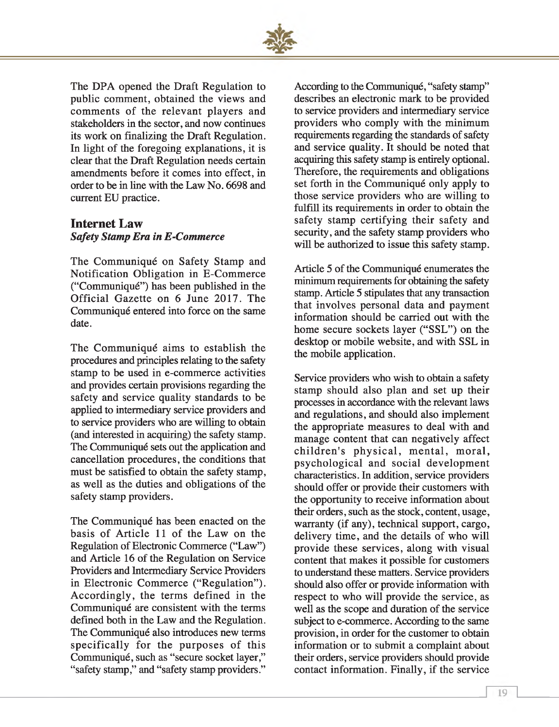The DPA opened the Draft Regulation to public comment, obtained the views and comments of the relevant players and stakeholders in the sector, and now continues its work on finalizing the Draft Regulation. In light of the foregoing explanations, it is clear that the Draft Regulation needs certain amendments before it comes into effect, in order to be in line with the Law No. 6698 and current EU practice.

## Internet Law

### *Safety Stamp Era in E-Commerce*

The Communiqué on Safety Stamp and Notification Obligation in E-Commerce ("Communiqué") has been published in the Official Gazette on 6 June 2017. The Communiqué entered into force on the same date.

The Communiqué aims to establish the procedures and principles relating to the safety stamp to be used in e-commerce activities and provides certain provisions regarding the safety and service quality standards to be applied to intermediary service providers and to service providers who are willing to obtain (and interested in acquiring) the safety stamp. The Communiqué sets out the application and cancellation procedures, the conditions that must be satisfied to obtain the safety stamp, as well as the duties and obligations of the safety stamp providers.

The Communiqué has been enacted on the basis of Article 11 of the Law on the Regulation of Electronic Commerce ("Law") and Article 16 of the Regulation on Service Providers and Intermediary Service Providers in Electronic Commerce ("Regulation"). Accordingly, the terms defined in the Communiqué are consistent with the terms defined both in the Law and the Regulation. The Communiqué also introduces new terms specifically for the purposes of this Communiqué, such as "secure socket layer," "safety stamp," and "safety stamp providers."

According to the Communiqué, "safety stamp" describes an electronic mark to be provided to service providers and intermediary service providers who comply with the minimum requirements regarding the standards of safety and service quality. It should be noted that acquiring this safety stamp is entirely optional. Therefore, the requirements and obligations set forth in the Communiqué only apply to those service providers who are willing to fulfill its requirements in order to obtain the safety stamp certifying their safety and security, and the safety stamp providers who will be authorized to issue this safety stamp.

Article 5 of the Communiqué enumerates the minimum requirements for obtaining the safety stamp. Article 5 stipulates that any transaction that involves personal data and payment information should be carried out with the home secure sockets layer ("SSL") on the desktop or mobile website, and with SSL in the mobile application.

Service providers who wish to obtain a safety stamp should also plan and set up their processes in accordance with the relevant laws and regulations, and should also implement the appropriate measures to deal with and manage content that can negatively affect children's physical, mental, moral, psychological and social development characteristics. In addition, service providers should offer or provide their customers with the opportunity to receive information about their orders, such as the stock, content, usage, warranty (if any), technical support, cargo, delivery time, and the details of who will provide these services, along with visual content that makes it possible for customers to understand these matters. Service providers should also offer or provide information with respect to who will provide the service, as well as the scope and duration of the service subject to e-commerce. According to the same provision, in order for the customer to obtain information or to submit a complaint about their orders, service providers should provide contact information. Finally, if the service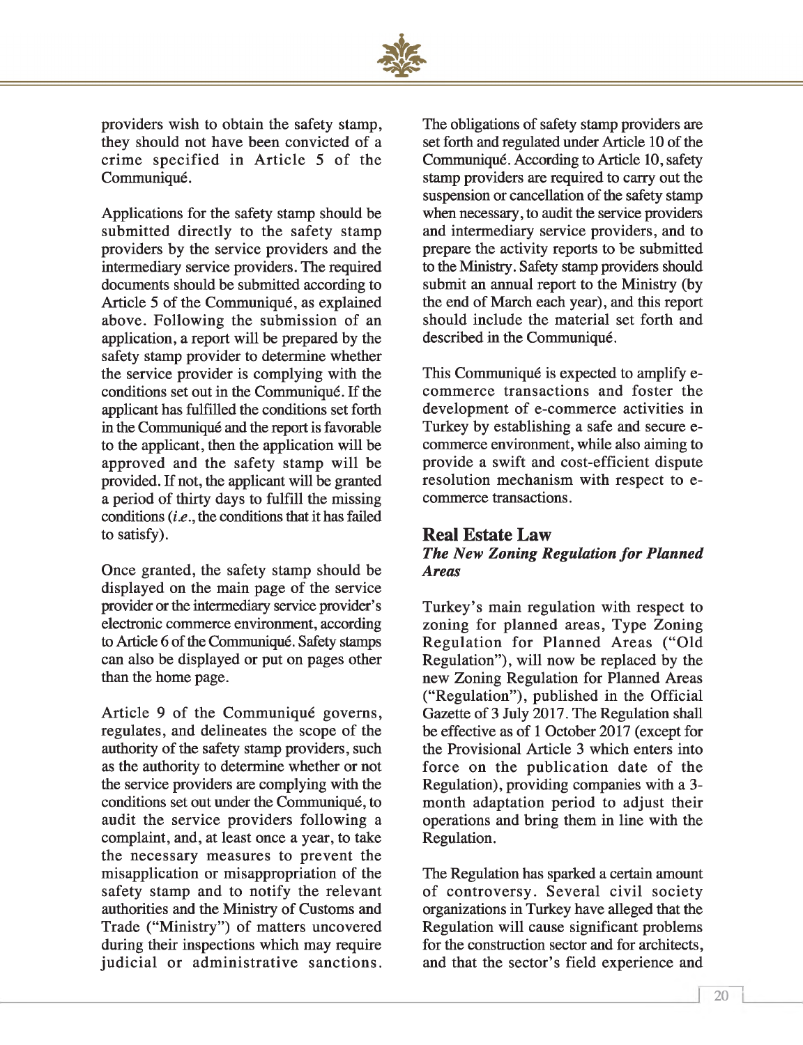providers wish to obtain the safety stamp, they should not have been convicted of a crime specified in Article 5 of the Communiqué.

Applications for the safety stamp should be submitted directly to the safety stamp providers by the service providers and the intermediary service providers. The required documents should be submitted according to Article 5 of the Communiqué, as explained above. Following the submission of an application, a report will be prepared by the safety stamp provider to determine whether the service provider is complying with the conditions set out in the Communiqué. If the applicant has fulfilled the conditions set forth in the Communiqué and the report is favorable to the applicant, then the application will be approved and the safety stamp will be provided. If not, the applicant will be granted a period of thirty days to fulfill the missing conditions (*i.e.*, the conditions that it has failed to satisfy).

Once granted, the safety stamp should be displayed on the main page of the service provider or the intermediary service provider's electronic commerce environment, according to Article 6 of the Communiqué. Safety stamps can also be displayed or put on pages other than the home page.

Article 9 of the Communiqué governs, regulates, and delineates the scope of the authority of the safety stamp providers, such as the authority to determine whether or not the service providers are complying with the conditions set out under the Communiqué, to audit the service providers following a complaint, and, at least once a year, to take the necessary measures to prevent the misapplication or misappropriation of the safety stamp and to notify the relevant authorities and the Ministry of Customs and Trade ("Ministry") of matters uncovered during their inspections which may require judicial or administrative sanctions.

The obligations of safety stamp providers are set forth and regulated under Article 10 of the Communiqué. According to Article 10, safety stamp providers are required to carry out the suspension or cancellation of the safety stamp when necessary, to audit the service providers and intermediary service providers, and to prepare the activity reports to be submitted to the Ministry. Safety stamp providers should submit an annual report to the Ministry (by the end of March each year), and this report should include the material set forth and described in the Communiqué.

This Communiqué is expected to amplify e-commerce transactions and foster the development of e-commerce activities in Turkey by establishing a safe and secure e-commerce environment, while also aiming to provide a swift and cost-efficient dispute resolution mechanism with respect to e-commerce transactions.

## Real Estate Law

### *The New Zoning Regulation for Planned Areas*

Turkey's main regulation with respect to zoning for planned areas, Type Zoning Regulation for Planned Areas ("Old Regulation"), will now be replaced by the new Zoning Regulation for Planned Areas ("Regulation"), published in the Official Gazette of 3 July 2017. The Regulation shall be effective as of 1 October 2017 (except for the Provisional Article 3 which enters into force on the publication date of the Regulation), providing companies with a 3-month adaptation period to adjust their operations and bring them in line with the Regulation.

The Regulation has sparked a certain amount of controversy. Several civil society organizations in Turkey have alleged that the Regulation will cause significant problems for the construction sector and for architects, and that the sector's field experience and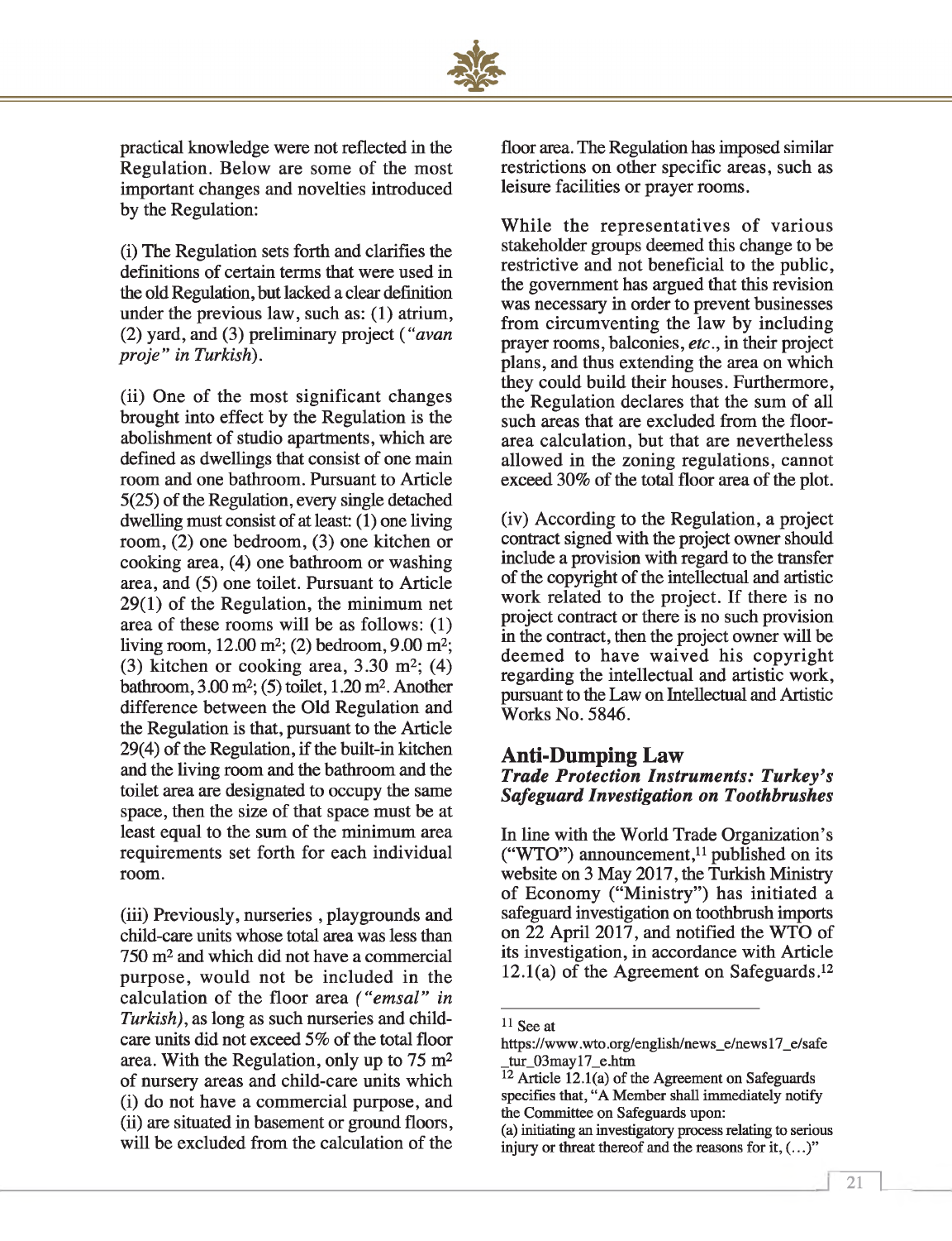practical knowledge were not reflected in the Regulation. Below are some of the most important changes and novelties introduced by the Regulation:

(i) The Regulation sets forth and clarifies the definitions of certain terms that were used in the old Regulation, but lacked a clear definition under the previous law, such as: (1) atrium, (2) yard, and (3) preliminary project (*"avan proje" in Turkish*).

(ii) One of the most significant changes brought into effect by the Regulation is the abolishment of studio apartments, which are defined as dwellings that consist of one main room and one bathroom. Pursuant to Article 5(25) of the Regulation, every single detached dwelling must consist of at least: (1) one living room, (2) one bedroom, (3) one kitchen or cooking area, (4) one bathroom or washing area, and (5) one toilet. Pursuant to Article 29(1) of the Regulation, the minimum net area of these rooms will be as follows: (1) living room, 12.00 $m^2$; (2) bedroom, 9.00 $m^2$; (3) kitchen or cooking area, 3.30 $m^2$; (4) bathroom, 3.00 $m^2$; (5) toilet, 1.20 $m^2$. Another difference between the Old Regulation and the Regulation is that, pursuant to the Article 29(4) of the Regulation, if the built-in kitchen and the living room and the bathroom and the toilet area are designated to occupy the same space, then the size of that space must be at least equal to the sum of the minimum area requirements set forth for each individual room.

(iii) Previously, nurseries , playgrounds and child-care units whose total area was less than 750 $m^2$ and which did not have a commercial purpose, would not be included in the calculation of the floor area (*"emsal" in Turkish*), as long as such nurseries and child-care units did not exceed 5% of the total floor area. With the Regulation, only up to 75 $m^2$ of nursery areas and child-care units which (i) do not have a commercial purpose, and (ii) are situated in basement or ground floors, will be excluded from the calculation of the floor area. The Regulation has imposed similar restrictions on other specific areas, such as leisure facilities or prayer rooms.

While the representatives of various stakeholder groups deemed this change to be restrictive and not beneficial to the public, the government has argued that this revision was necessary in order to prevent businesses from circumventing the law by including prayer rooms, balconies, *etc*., in their project plans, and thus extending the area on which they could build their houses. Furthermore, the Regulation declares that the sum of all such areas that are excluded from the floor-area calculation, but that are nevertheless allowed in the zoning regulations, cannot exceed 30% of the total floor area of the plot.

(iv) According to the Regulation, a project contract signed with the project owner should include a provision with regard to the transfer of the copyright of the intellectual and artistic work related to the project. If there is no project contract or there is no such provision in the contract, then the project owner will be deemed to have waived his copyright regarding the intellectual and artistic work, pursuant to the Law on Intellectual and Artistic Works No. 5846.

## Anti-Dumping Law

### *Trade Protection Instruments: Turkey's Safeguard Investigation on Toothbrushes*

In line with the World Trade Organization's ("WTO") announcement,[11] published on its website on 3 May 2017, the Turkish Ministry of Economy ("Ministry") has initiated a safeguard investigation on toothbrush imports on 22 April 2017, and notified the WTO of its investigation, in accordance with Article 12.1(a) of the Agreement on Safeguards.[12]

---

[11] See at https://www.wto.org/english/news_e/news17_e/safe_tur_03may17_e.htm

[12] Article 12.1(a) of the Agreement on Safeguards specifies that, "A Member shall immediately notify the Committee on Safeguards upon:
(a) initiating an investigatory process relating to serious injury or threat thereof and the reasons for it, (…)"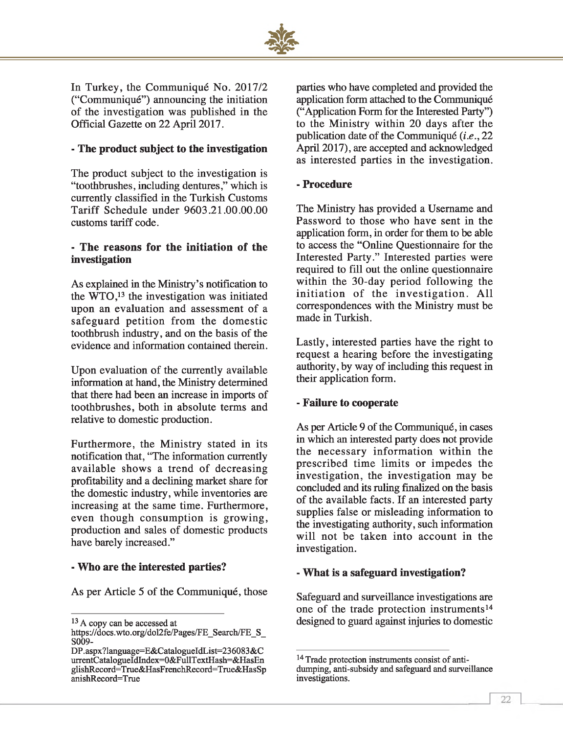In Turkey, the Communiqué No. 2017/2 ("Communiqué") announcing the initiation of the investigation was published in the Official Gazette on 22 April 2017.

**- The product subject to the investigation**

The product subject to the investigation is "toothbrushes, including dentures," which is currently classified in the Turkish Customs Tariff Schedule under 9603.21.00.00.00 customs tariff code.

**- The reasons for the initiation of the investigation**

As explained in the Ministry's notification to the WTO,[13] the investigation was initiated upon an evaluation and assessment of a safeguard petition from the domestic toothbrush industry, and on the basis of the evidence and information contained therein.

Upon evaluation of the currently available information at hand, the Ministry determined that there had been an increase in imports of toothbrushes, both in absolute terms and relative to domestic production.

Furthermore, the Ministry stated in its notification that, "The information currently available shows a trend of decreasing profitability and a declining market share for the domestic industry, while inventories are increasing at the same time. Furthermore, even though consumption is growing, production and sales of domestic products have barely increased."

**- Who are the interested parties?**

As per Article 5 of the Communiqué, those parties who have completed and provided the application form attached to the Communiqué ("Application Form for the Interested Party") to the Ministry within 20 days after the publication date of the Communiqué (*i.e.*, 22 April 2017), are accepted and acknowledged as interested parties in the investigation.

**- Procedure**

The Ministry has provided a Username and Password to those who have sent in the application form, in order for them to be able to access the "Online Questionnaire for the Interested Party." Interested parties were required to fill out the online questionnaire within the 30-day period following the initiation of the investigation. All correspondences with the Ministry must be made in Turkish.

Lastly, interested parties have the right to request a hearing before the investigating authority, by way of including this request in their application form.

**- Failure to cooperate**

As per Article 9 of the Communiqué, in cases in which an interested party does not provide the necessary information within the prescribed time limits or impedes the investigation, the investigation may be concluded and its ruling finalized on the basis of the available facts. If an interested party supplies false or misleading information to the investigating authority, such information will not be taken into account in the investigation.

**- What is a safeguard investigation?**

Safeguard and surveillance investigations are one of the trade protection instruments[14] designed to guard against injuries to domestic

---

[13] A copy can be accessed at https://docs.wto.org/dol2fe/Pages/FE_Search/FE_S_S009-DP.aspx?language=E&CatalogueIdList=236083&CurrentCatalogueIdIndex=0&FullTextHash=&HasEnglishRecord=True&HasFrenchRecord=True&HasSpanishRecord=True

[14] Trade protection instruments consist of anti-dumping, anti-subsidy and safeguard and surveillance investigations.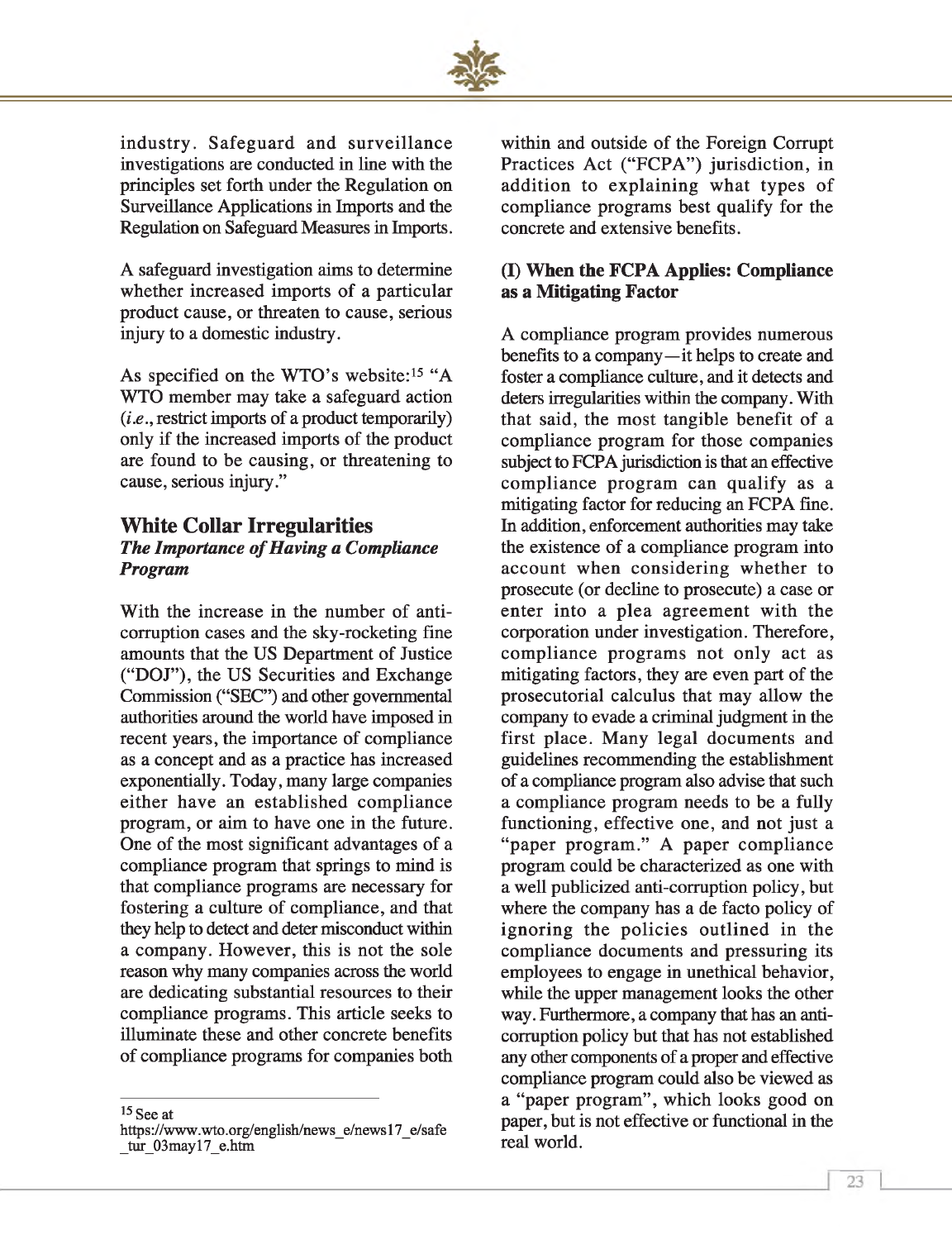industry. Safeguard and surveillance investigations are conducted in line with the principles set forth under the Regulation on Surveillance Applications in Imports and the Regulation on Safeguard Measures in Imports.

A safeguard investigation aims to determine whether increased imports of a particular product cause, or threaten to cause, serious injury to a domestic industry.

As specified on the WTO's website:[15] "A WTO member may take a safeguard action (*i.e.*, restrict imports of a product temporarily) only if the increased imports of the product are found to be causing, or threatening to cause, serious injury."

## White Collar Irregularities

### *The Importance of Having a Compliance Program*

With the increase in the number of anti-corruption cases and the sky-rocketing fine amounts that the US Department of Justice ("DOJ"), the US Securities and Exchange Commission ("SEC") and other governmental authorities around the world have imposed in recent years, the importance of compliance as a concept and as a practice has increased exponentially. Today, many large companies either have an established compliance program, or aim to have one in the future. One of the most significant advantages of a compliance program that springs to mind is that compliance programs are necessary for fostering a culture of compliance, and that they help to detect and deter misconduct within a company. However, this is not the sole reason why many companies across the world are dedicating substantial resources to their compliance programs. This article seeks to illuminate these and other concrete benefits of compliance programs for companies both within and outside of the Foreign Corrupt Practices Act ("FCPA") jurisdiction, in addition to explaining what types of compliance programs best qualify for the concrete and extensive benefits.

#### (I) When the FCPA Applies: Compliance as a Mitigating Factor

A compliance program provides numerous benefits to a company—it helps to create and foster a compliance culture, and it detects and deters irregularities within the company. With that said, the most tangible benefit of a compliance program for those companies subject to FCPA jurisdiction is that an effective compliance program can qualify as a mitigating factor for reducing an FCPA fine. In addition, enforcement authorities may take the existence of a compliance program into account when considering whether to prosecute (or decline to prosecute) a case or enter into a plea agreement with the corporation under investigation. Therefore, compliance programs not only act as mitigating factors, they are even part of the prosecutorial calculus that may allow the company to evade a criminal judgment in the first place. Many legal documents and guidelines recommending the establishment of a compliance program also advise that such a compliance program needs to be a fully functioning, effective one, and not just a "paper program." A paper compliance program could be characterized as one with a well publicized anti-corruption policy, but where the company has a de facto policy of ignoring the policies outlined in the compliance documents and pressuring its employees to engage in unethical behavior, while the upper management looks the other way. Furthermore, a company that has an anti-corruption policy but that has not established any other components of a proper and effective compliance program could also be viewed as a "paper program", which looks good on paper, but is not effective or functional in the real world.

---

[15] See at https://www.wto.org/english/news_e/news17_e/safe_tur_03may17_e.htm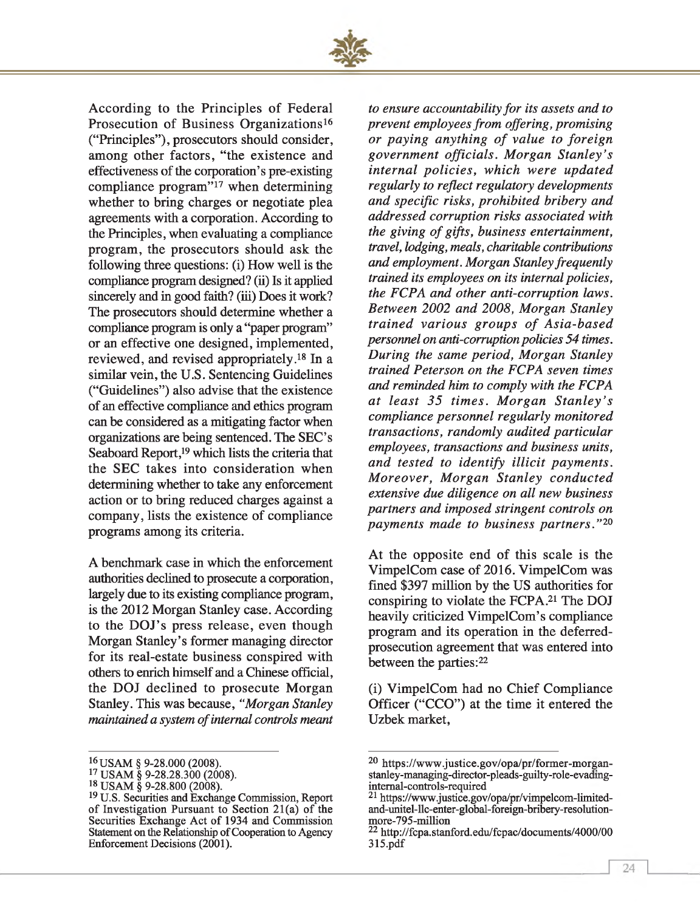According to the Principles of Federal Prosecution of Business Organizations[16] ("Principles"), prosecutors should consider, among other factors, "the existence and effectiveness of the corporation's pre-existing compliance program"[17] when determining whether to bring charges or negotiate plea agreements with a corporation. According to the Principles, when evaluating a compliance program, the prosecutors should ask the following three questions: (i) How well is the compliance program designed? (ii) Is it applied sincerely and in good faith? (iii) Does it work? The prosecutors should determine whether a compliance program is only a "paper program" or an effective one designed, implemented, reviewed, and revised appropriately.[18] In a similar vein, the U.S. Sentencing Guidelines ("Guidelines") also advise that the existence of an effective compliance and ethics program can be considered as a mitigating factor when organizations are being sentenced. The SEC's Seaboard Report,[19] which lists the criteria that the SEC takes into consideration when determining whether to take any enforcement action or to bring reduced charges against a company, lists the existence of compliance programs among its criteria.

A benchmark case in which the enforcement authorities declined to prosecute a corporation, largely due to its existing compliance program, is the 2012 Morgan Stanley case. According to the DOJ's press release, even though Morgan Stanley's former managing director for its real-estate business conspired with others to enrich himself and a Chinese official, the DOJ declined to prosecute Morgan Stanley. This was because, *"Morgan Stanley maintained a system of internal controls meant to ensure accountability for its assets and to prevent employees from offering, promising or paying anything of value to foreign government officials. Morgan Stanley's internal policies, which were updated regularly to reflect regulatory developments and specific risks, prohibited bribery and addressed corruption risks associated with the giving of gifts, business entertainment, travel, lodging, meals, charitable contributions and employment. Morgan Stanley frequently trained its employees on its internal policies, the FCPA and other anti-corruption laws. Between 2002 and 2008, Morgan Stanley trained various groups of Asia-based personnel on anti-corruption policies 54 times. During the same period, Morgan Stanley trained Peterson on the FCPA seven times and reminded him to comply with the FCPA at least 35 times. Morgan Stanley's compliance personnel regularly monitored transactions, randomly audited particular employees, transactions and business units, and tested to identify illicit payments. Moreover, Morgan Stanley conducted extensive due diligence on all new business partners and imposed stringent controls on payments made to business partners."*[20]

At the opposite end of this scale is the VimpelCom case of 2016. VimpelCom was fined \$397 million by the US authorities for conspiring to violate the FCPA.[21] The DOJ heavily criticized VimpelCom's compliance program and its operation in the deferred-prosecution agreement that was entered into between the parties:[22]

(i) VimpelCom had no Chief Compliance Officer ("CCO") at the time it entered the Uzbek market,

---

[16] USAM § 9-28.000 (2008).

[17] USAM § 9-28.28.300 (2008).

[18] USAM § 9-28.800 (2008).

[19] U.S. Securities and Exchange Commission, Report of Investigation Pursuant to Section 21(a) of the Securities Exchange Act of 1934 and Commission Statement on the Relationship of Cooperation to Agency Enforcement Decisions (2001).

[20] https://www.justice.gov/opa/pr/former-morgan-stanley-managing-director-pleads-guilty-role-evading-internal-controls-required

[21] https://www.justice.gov/opa/pr/vimpelcom-limited-and-unitel-llc-enter-global-foreign-bribery-resolution-more-795-million

[22] http://fcpa.stanford.edu/fcpac/documents/4000/00315.pdf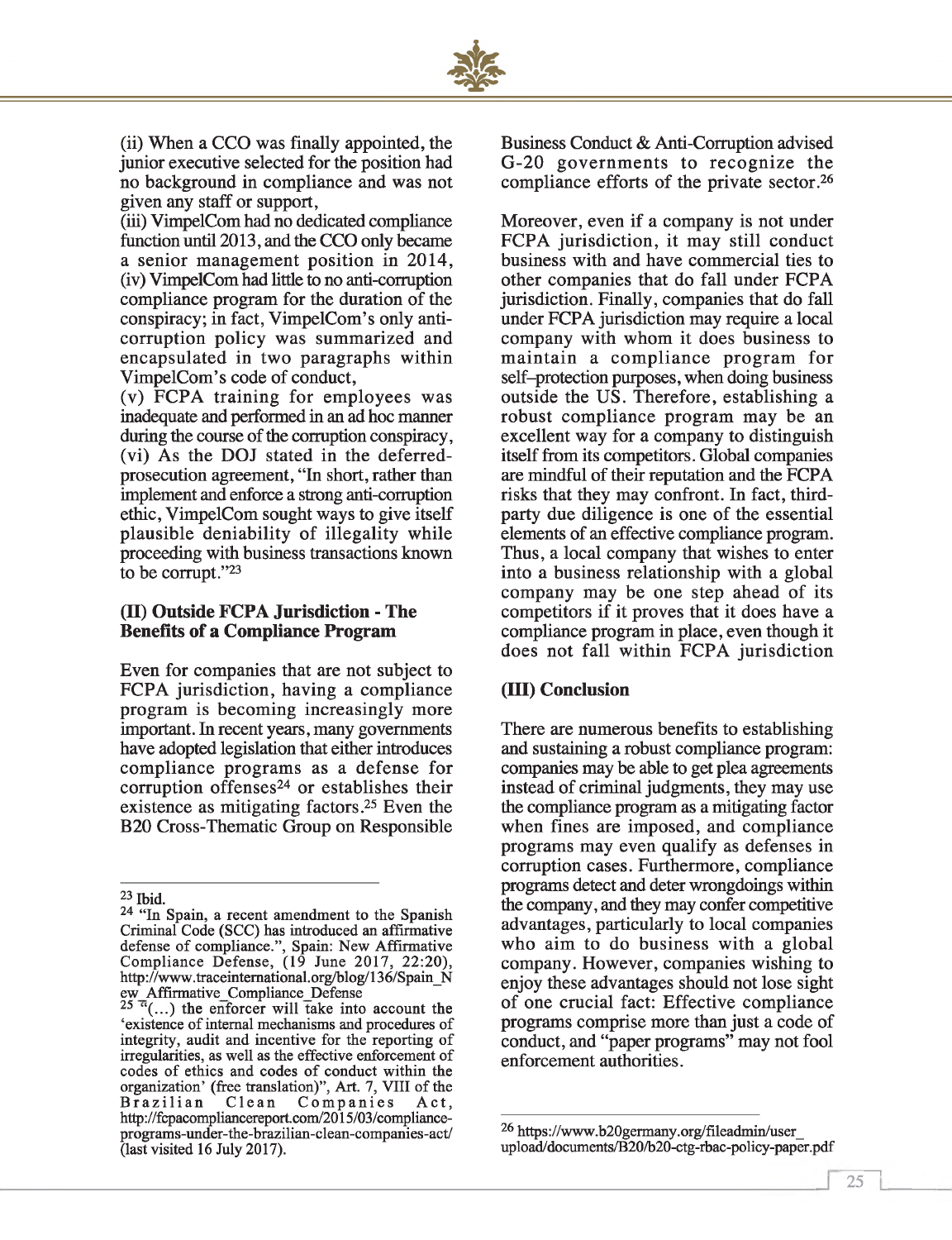(ii) When a CCO was finally appointed, the junior executive selected for the position had no background in compliance and was not given any staff or support,

(iii) VimpelCom had no dedicated compliance function until 2013, and the CCO only became a senior management position in 2014,

(iv) VimpelCom had little to no anti-corruption compliance program for the duration of the conspiracy; in fact, VimpelCom's only anti-corruption policy was summarized and encapsulated in two paragraphs within VimpelCom's code of conduct,

(v) FCPA training for employees was inadequate and performed in an ad hoc manner during the course of the corruption conspiracy,

(vi) As the DOJ stated in the deferred-prosecution agreement, "In short, rather than implement and enforce a strong anti-corruption ethic, VimpelCom sought ways to give itself plausible deniability of illegality while proceeding with business transactions known to be corrupt."[23]

### (II) Outside FCPA Jurisdiction - The Benefits of a Compliance Program

Even for companies that are not subject to FCPA jurisdiction, having a compliance program is becoming increasingly more important. In recent years, many governments have adopted legislation that either introduces compliance programs as a defense for corruption offenses[24] or establishes their existence as mitigating factors.[25] Even the B20 Cross-Thematic Group on Responsible Business Conduct & Anti-Corruption advised G-20 governments to recognize the compliance efforts of the private sector.[26]

Moreover, even if a company is not under FCPA jurisdiction, it may still conduct business with and have commercial ties to other companies that do fall under FCPA jurisdiction. Finally, companies that do fall under FCPA jurisdiction may require a local company with whom it does business to maintain a compliance program for self-protection purposes, when doing business outside the US. Therefore, establishing a robust compliance program may be an excellent way for a company to distinguish itself from its competitors. Global companies are mindful of their reputation and the FCPA risks that they may confront. In fact, third-party due diligence is one of the essential elements of an effective compliance program. Thus, a local company that wishes to enter into a business relationship with a global company may be one step ahead of its competitors if it proves that it does have a compliance program in place, even though it does not fall within FCPA jurisdiction

### (III) Conclusion

There are numerous benefits to establishing and sustaining a robust compliance program: companies may be able to get plea agreements instead of criminal judgments, they may use the compliance program as a mitigating factor when fines are imposed, and compliance programs may even qualify as defenses in corruption cases. Furthermore, compliance programs detect and deter wrongdoings within the company, and they may confer competitive advantages, particularly to local companies who aim to do business with a global company. However, companies wishing to enjoy these advantages should not lose sight of one crucial fact: Effective compliance programs comprise more than just a code of conduct, and "paper programs" may not fool enforcement authorities.

---

[23] Ibid.

[24] "In Spain, a recent amendment to the Spanish Criminal Code (SCC) has introduced an affirmative defense of compliance.", Spain: New Affirmative Compliance Defense, (19 June 2017, 22:20), http://www.traceinternational.org/blog/136/Spain_New_Affirmative_Compliance_Defense

[25] "(...) the enforcer will take into account the 'existence of internal mechanisms and procedures of integrity, audit and incentive for the reporting of irregularities, as well as the effective enforcement of codes of ethics and codes of conduct within the organization' (free translation)", Art. 7, VIII of the Brazilian Clean Companies Act, http://fcpacompliancereport.com/2015/03/compliance-programs-under-the-brazilian-clean-companies-act/ (last visited 16 July 2017).

[26] https://www.b20germany.org/fileadmin/user_upload/documents/B20/b20-ctg-rbac-policy-paper.pdf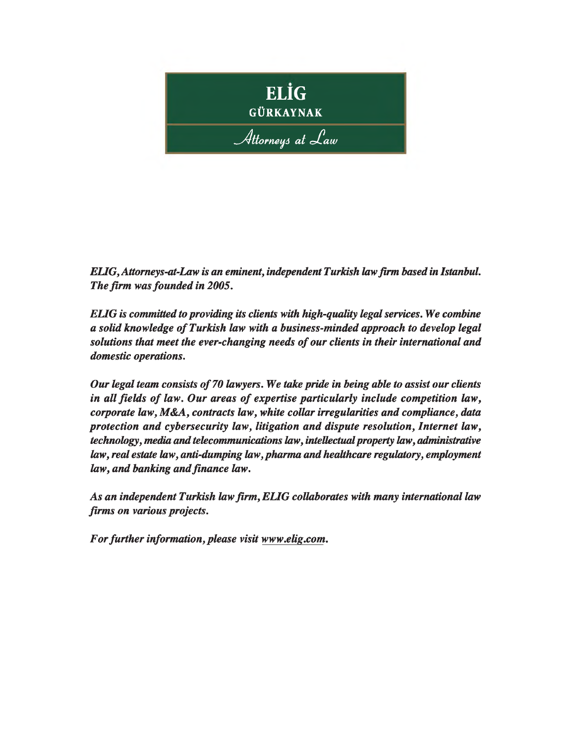**ELİG**
**GÜRKAYNAK**
*Attorneys at Law*

***ELIG, Attorneys-at-Law is an eminent, independent Turkish law firm based in Istanbul. The firm was founded in 2005.***

***ELIG is committed to providing its clients with high-quality legal services. We combine a solid knowledge of Turkish law with a business-minded approach to develop legal solutions that meet the ever-changing needs of our clients in their international and domestic operations.***

***Our legal team consists of 70 lawyers. We take pride in being able to assist our clients in all fields of law. Our areas of expertise particularly include competition law, corporate law, M&A, contracts law, white collar irregularities and compliance, data protection and cybersecurity law, litigation and dispute resolution, Internet law, technology, media and telecommunications law, intellectual property law, administrative law, real estate law, anti-dumping law, pharma and healthcare regulatory, employment law, and banking and finance law.***

***As an independent Turkish law firm, ELIG collaborates with many international law firms on various projects.***

***For further information, please visit www.elig.com.***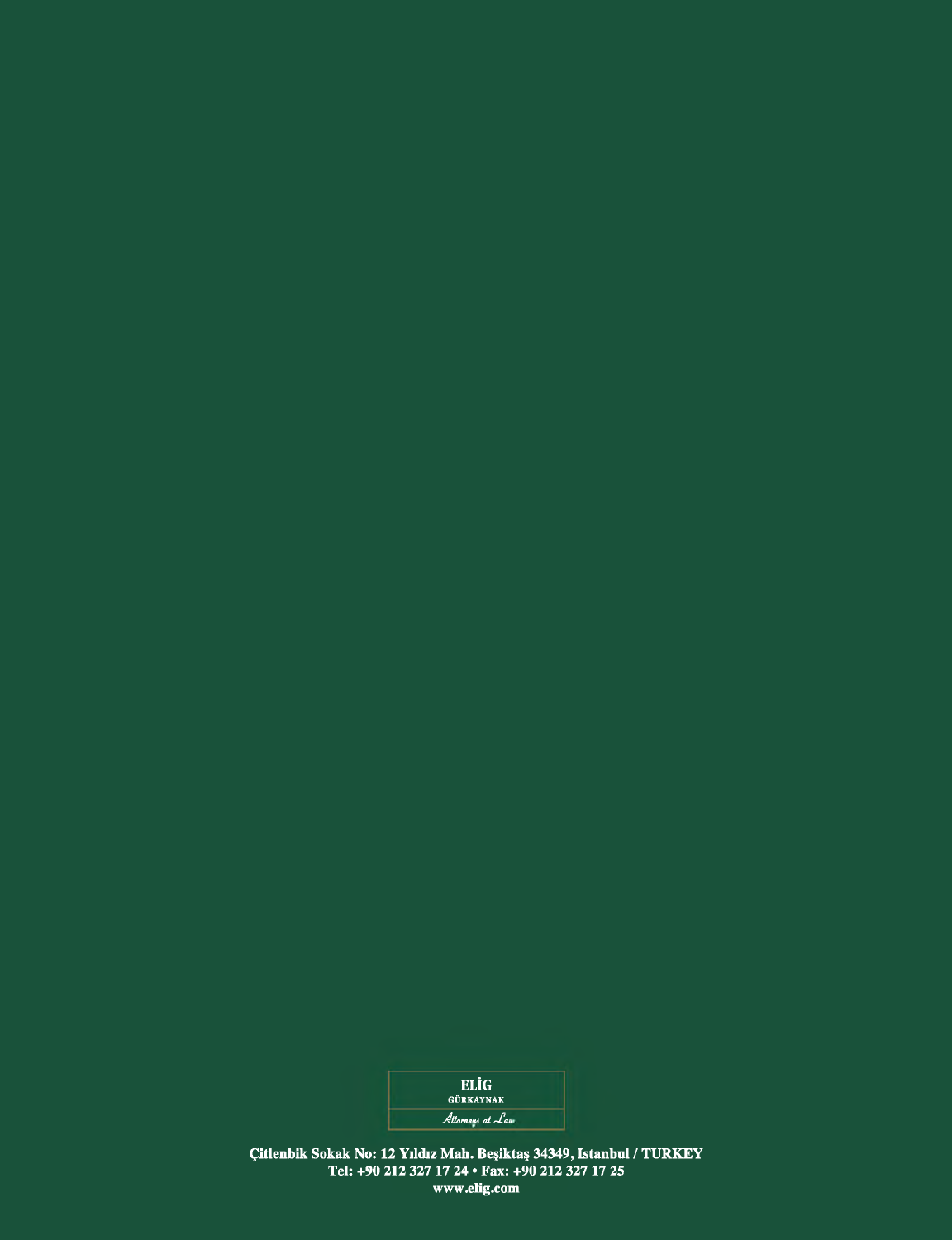ELİG

GÜRKAYNAK

*Attorneys at Law*

**Çitlenbik Sokak No: 12 Yıldız Mah. Beşiktaş 34349, Istanbul / TURKEY**
**Tel: +90 212 327 17 24 • Fax: +90 212 327 17 25**
**www.elig.com**